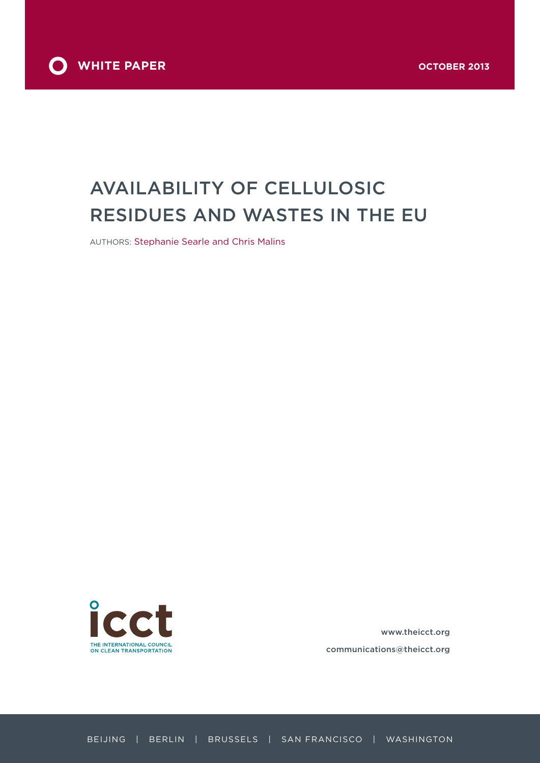WHITE PAPER

OCTOBER 2013

# AVAILABILITY OF CELLULOSIC RESIDUES AND WASTES IN THE EU

AUTHORS: Stephanie Searle and Chris Malins

THE INTERNATIONAL COUNCIL ON CLEAN TRANSPORTATION

www.theicct.org

communications@theicct.org

BEIJING | BERLIN | BRUSSELS | SAN FRANCISCO | WASHINGTON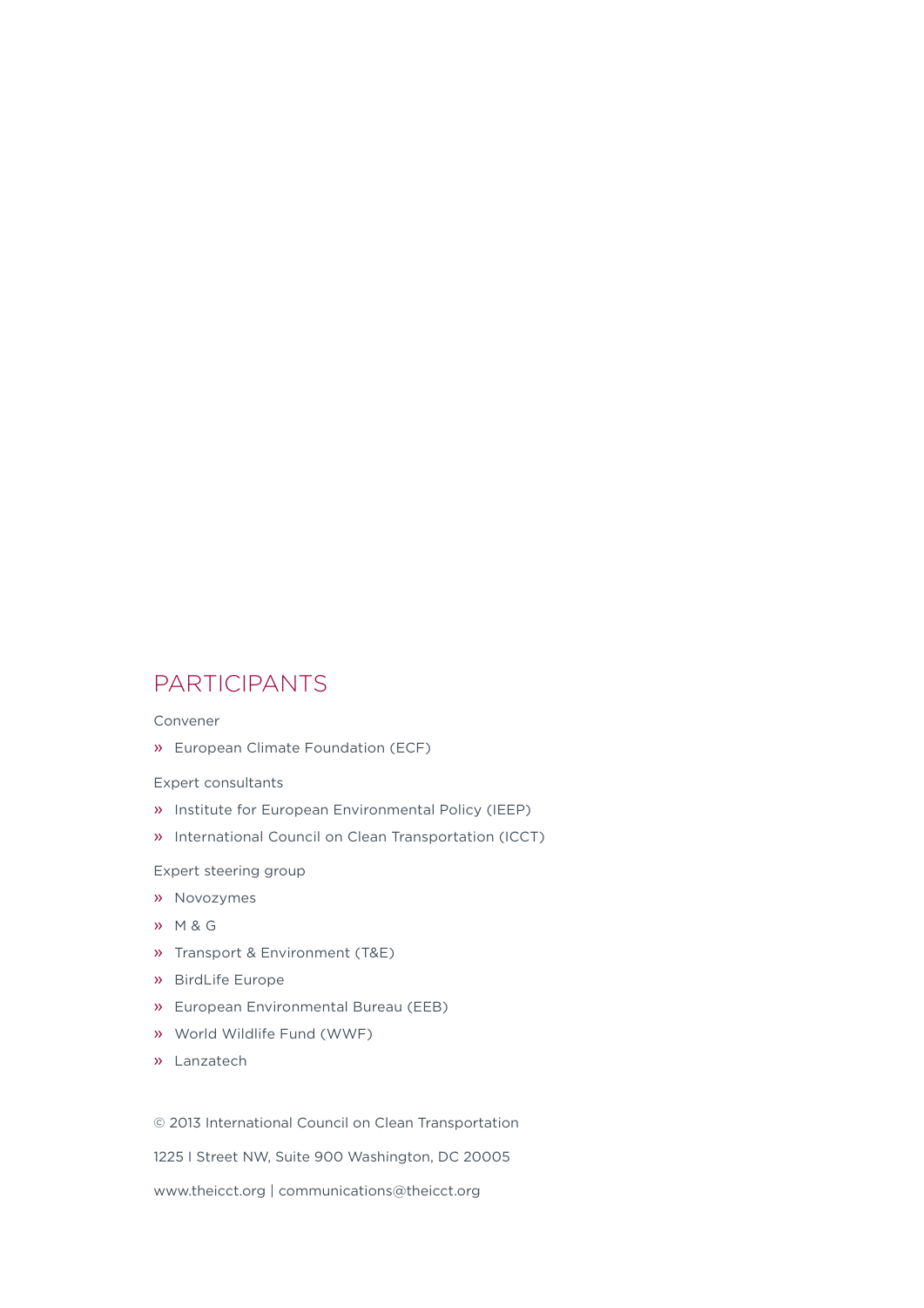## PARTICIPANTS

Convener

- European Climate Foundation (ECF)

Expert consultants

- Institute for European Environmental Policy (IEEP)
- International Council on Clean Transportation (ICCT)

Expert steering group

- Novozymes
- M & G
- Transport & Environment (T&E)
- BirdLife Europe
- European Environmental Bureau (EEB)
- World Wildlife Fund (WWF)
- Lanzatech

© 2013 International Council on Clean Transportation

1225 I Street NW, Suite 900 Washington, DC 20005

www.theicct.org | communications@theicct.org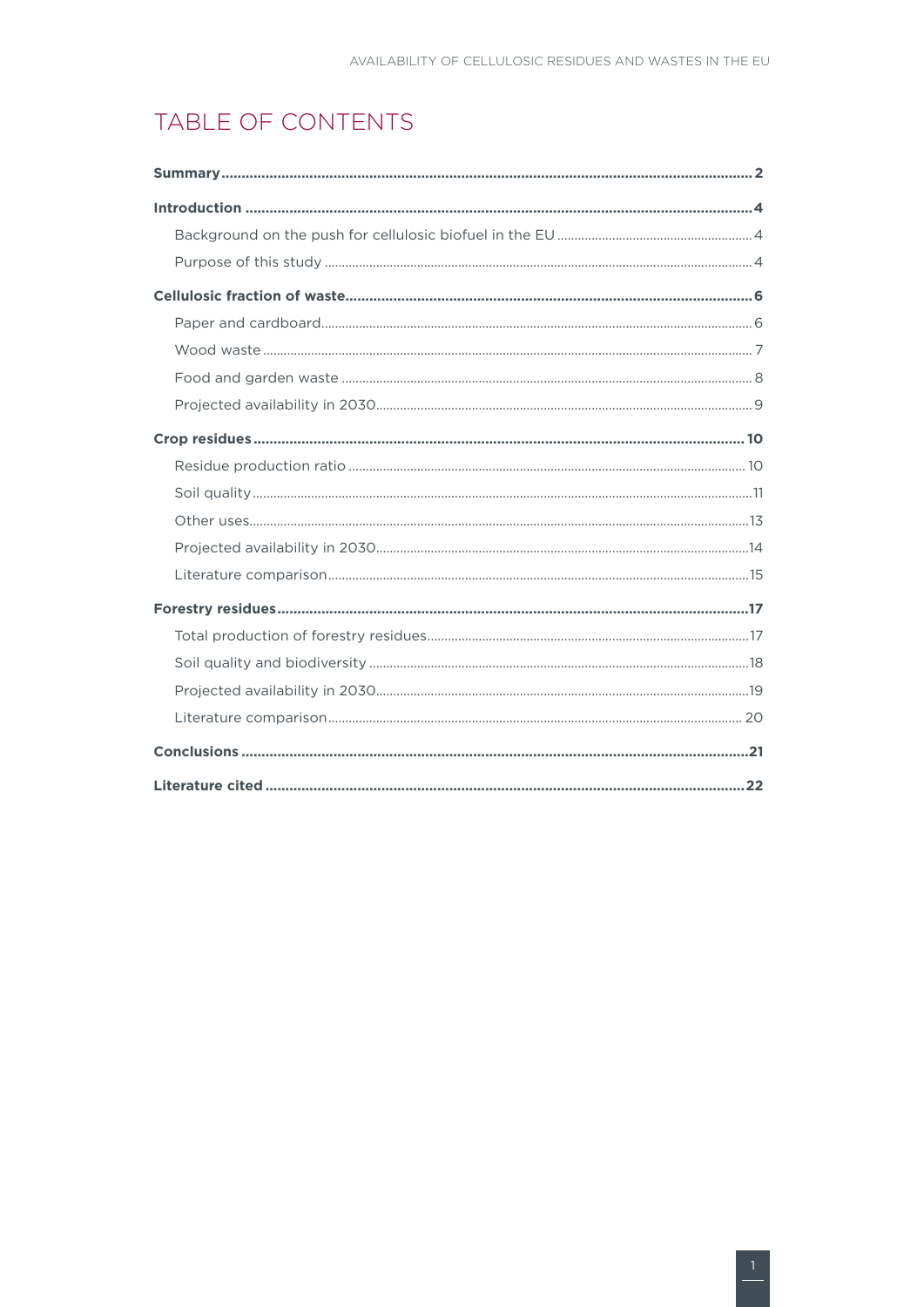# TABLE OF CONTENTS

**Summary** .......... **2**

**Introduction** .......... **4**

- Background on the push for cellulosic biofuel in the EU .......... 4
- Purpose of this study .......... 4

**Cellulosic fraction of waste** .......... **6**

- Paper and cardboard .......... 6
- Wood waste .......... 7
- Food and garden waste .......... 8
- Projected availability in 2030 .......... 9

**Crop residues** .......... **10**

- Residue production ratio .......... 10
- Soil quality .......... 11
- Other uses .......... 13
- Projected availability in 2030 .......... 14
- Literature comparison .......... 15

**Forestry residues** .......... **17**

- Total production of forestry residues .......... 17
- Soil quality and biodiversity .......... 18
- Projected availability in 2030 .......... 19
- Literature comparison .......... 20

**Conclusions** .......... **21**

**Literature cited** .......... **22**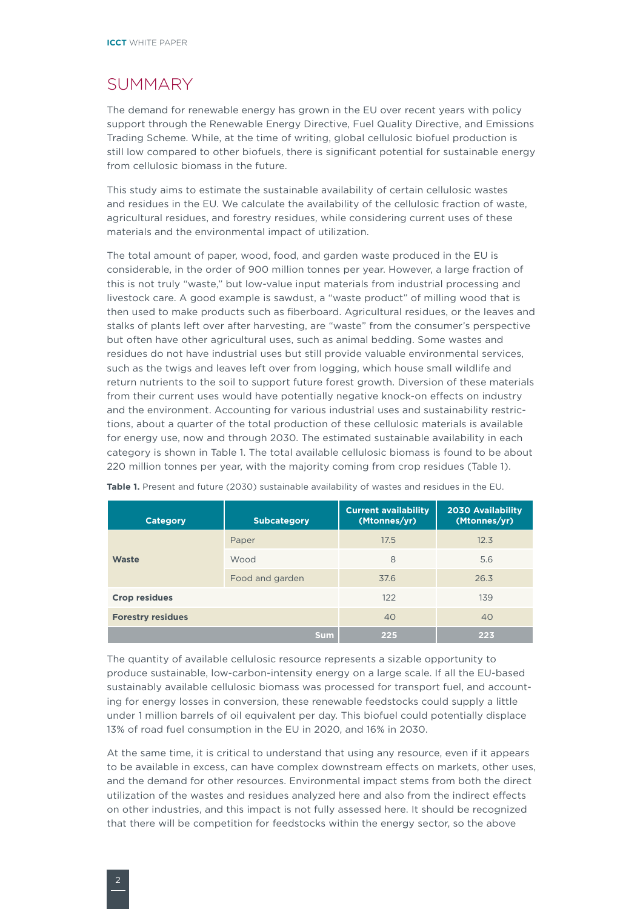## SUMMARY

The demand for renewable energy has grown in the EU over recent years with policy support through the Renewable Energy Directive, Fuel Quality Directive, and Emissions Trading Scheme. While, at the time of writing, global cellulosic biofuel production is still low compared to other biofuels, there is significant potential for sustainable energy from cellulosic biomass in the future.

This study aims to estimate the sustainable availability of certain cellulosic wastes and residues in the EU. We calculate the availability of the cellulosic fraction of waste, agricultural residues, and forestry residues, while considering current uses of these materials and the environmental impact of utilization.

The total amount of paper, wood, food, and garden waste produced in the EU is considerable, in the order of 900 million tonnes per year. However, a large fraction of this is not truly "waste," but low-value input materials from industrial processing and livestock care. A good example is sawdust, a "waste product" of milling wood that is then used to make products such as fiberboard. Agricultural residues, or the leaves and stalks of plants left over after harvesting, are "waste" from the consumer's perspective but often have other agricultural uses, such as animal bedding. Some wastes and residues do not have industrial uses but still provide valuable environmental services, such as the twigs and leaves left over from logging, which house small wildlife and return nutrients to the soil to support future forest growth. Diversion of these materials from their current uses would have potentially negative knock-on effects on industry and the environment. Accounting for various industrial uses and sustainability restrictions, about a quarter of the total production of these cellulosic materials is available for energy use, now and through 2030. The estimated sustainable availability in each category is shown in Table 1. The total available cellulosic biomass is found to be about 220 million tonnes per year, with the majority coming from crop residues (Table 1).

**Table 1.** Present and future (2030) sustainable availability of wastes and residues in the EU.

| Category | Subcategory | Current availability (Mtonnes/yr) | 2030 Availability (Mtonnes/yr) |
|---|---|---|---|
| **Waste** | Paper | 17.5 | 12.3 |
| | Wood | 8 | 5.6 |
| | Food and garden | 37.6 | 26.3 |
| **Crop residues** | | 122 | 139 |
| **Forestry residues** | | 40 | 40 |
| | **Sum** | **225** | **223** |

The quantity of available cellulosic resource represents a sizable opportunity to produce sustainable, low-carbon-intensity energy on a large scale. If all the EU-based sustainably available cellulosic biomass was processed for transport fuel, and accounting for energy losses in conversion, these renewable feedstocks could supply a little under 1 million barrels of oil equivalent per day. This biofuel could potentially displace 13% of road fuel consumption in the EU in 2020, and 16% in 2030.

At the same time, it is critical to understand that using any resource, even if it appears to be available in excess, can have complex downstream effects on markets, other uses, and the demand for other resources. Environmental impact stems from both the direct utilization of the wastes and residues analyzed here and also from the indirect effects on other industries, and this impact is not fully assessed here. It should be recognized that there will be competition for feedstocks within the energy sector, so the above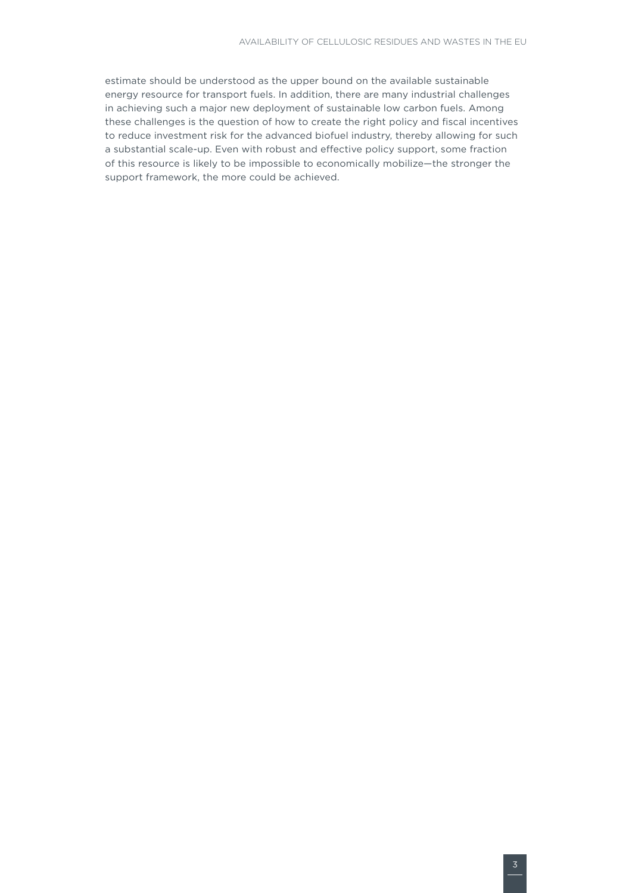estimate should be understood as the upper bound on the available sustainable energy resource for transport fuels. In addition, there are many industrial challenges in achieving such a major new deployment of sustainable low carbon fuels. Among these challenges is the question of how to create the right policy and fiscal incentives to reduce investment risk for the advanced biofuel industry, thereby allowing for such a substantial scale-up. Even with robust and effective policy support, some fraction of this resource is likely to be impossible to economically mobilize—the stronger the support framework, the more could be achieved.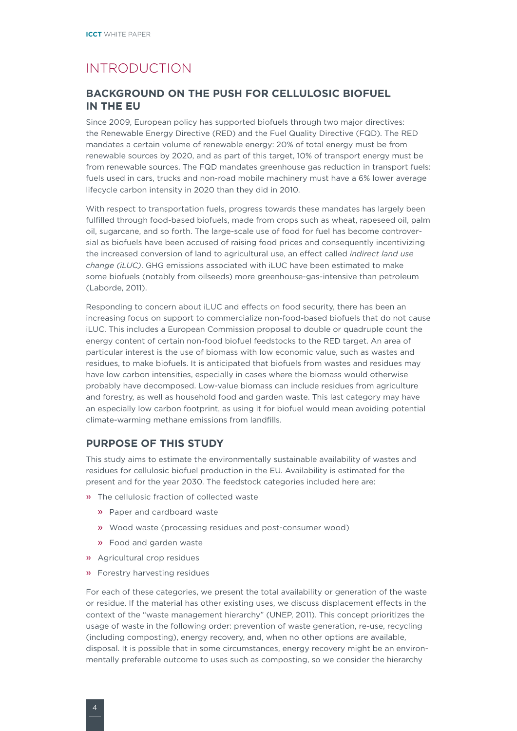# INTRODUCTION

## BACKGROUND ON THE PUSH FOR CELLULOSIC BIOFUEL IN THE EU

Since 2009, European policy has supported biofuels through two major directives: the Renewable Energy Directive (RED) and the Fuel Quality Directive (FQD). The RED mandates a certain volume of renewable energy: 20% of total energy must be from renewable sources by 2020, and as part of this target, 10% of transport energy must be from renewable sources. The FQD mandates greenhouse gas reduction in transport fuels: fuels used in cars, trucks and non-road mobile machinery must have a 6% lower average lifecycle carbon intensity in 2020 than they did in 2010.

With respect to transportation fuels, progress towards these mandates has largely been fulfilled through food-based biofuels, made from crops such as wheat, rapeseed oil, palm oil, sugarcane, and so forth. The large-scale use of food for fuel has become controversial as biofuels have been accused of raising food prices and consequently incentivizing the increased conversion of land to agricultural use, an effect called *indirect land use change (iLUC)*. GHG emissions associated with iLUC have been estimated to make some biofuels (notably from oilseeds) more greenhouse-gas-intensive than petroleum (Laborde, 2011).

Responding to concern about iLUC and effects on food security, there has been an increasing focus on support to commercialize non-food-based biofuels that do not cause iLUC. This includes a European Commission proposal to double or quadruple count the energy content of certain non-food biofuel feedstocks to the RED target. An area of particular interest is the use of biomass with low economic value, such as wastes and residues, to make biofuels. It is anticipated that biofuels from wastes and residues may have low carbon intensities, especially in cases where the biomass would otherwise probably have decomposed. Low-value biomass can include residues from agriculture and forestry, as well as household food and garden waste. This last category may have an especially low carbon footprint, as using it for biofuel would mean avoiding potential climate-warming methane emissions from landfills.

## PURPOSE OF THIS STUDY

This study aims to estimate the environmentally sustainable availability of wastes and residues for cellulosic biofuel production in the EU. Availability is estimated for the present and for the year 2030. The feedstock categories included here are:

- The cellulosic fraction of collected waste
  - Paper and cardboard waste
  - Wood waste (processing residues and post-consumer wood)
  - Food and garden waste
- Agricultural crop residues
- Forestry harvesting residues

For each of these categories, we present the total availability or generation of the waste or residue. If the material has other existing uses, we discuss displacement effects in the context of the "waste management hierarchy" (UNEP, 2011). This concept prioritizes the usage of waste in the following order: prevention of waste generation, re-use, recycling (including composting), energy recovery, and, when no other options are available, disposal. It is possible that in some circumstances, energy recovery might be an environmentally preferable outcome to uses such as composting, so we consider the hierarchy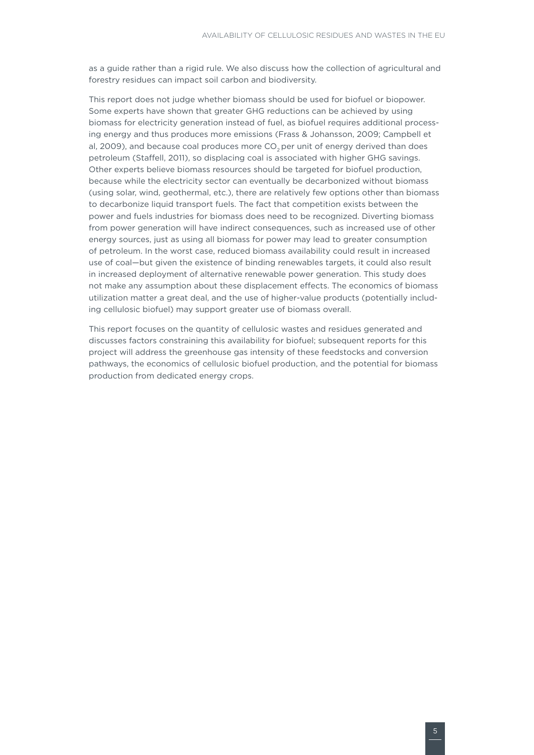as a guide rather than a rigid rule. We also discuss how the collection of agricultural and forestry residues can impact soil carbon and biodiversity.

This report does not judge whether biomass should be used for biofuel or biopower. Some experts have shown that greater GHG reductions can be achieved by using biomass for electricity generation instead of fuel, as biofuel requires additional processing energy and thus produces more emissions (Frass & Johansson, 2009; Campbell et al, 2009), and because coal produces more $CO_2$ per unit of energy derived than does petroleum (Staffell, 2011), so displacing coal is associated with higher GHG savings. Other experts believe biomass resources should be targeted for biofuel production, because while the electricity sector can eventually be decarbonized without biomass (using solar, wind, geothermal, etc.), there are relatively few options other than biomass to decarbonize liquid transport fuels. The fact that competition exists between the power and fuels industries for biomass does need to be recognized. Diverting biomass from power generation will have indirect consequences, such as increased use of other energy sources, just as using all biomass for power may lead to greater consumption of petroleum. In the worst case, reduced biomass availability could result in increased use of coal—but given the existence of binding renewables targets, it could also result in increased deployment of alternative renewable power generation. This study does not make any assumption about these displacement effects. The economics of biomass utilization matter a great deal, and the use of higher-value products (potentially including cellulosic biofuel) may support greater use of biomass overall.

This report focuses on the quantity of cellulosic wastes and residues generated and discusses factors constraining this availability for biofuel; subsequent reports for this project will address the greenhouse gas intensity of these feedstocks and conversion pathways, the economics of cellulosic biofuel production, and the potential for biomass production from dedicated energy crops.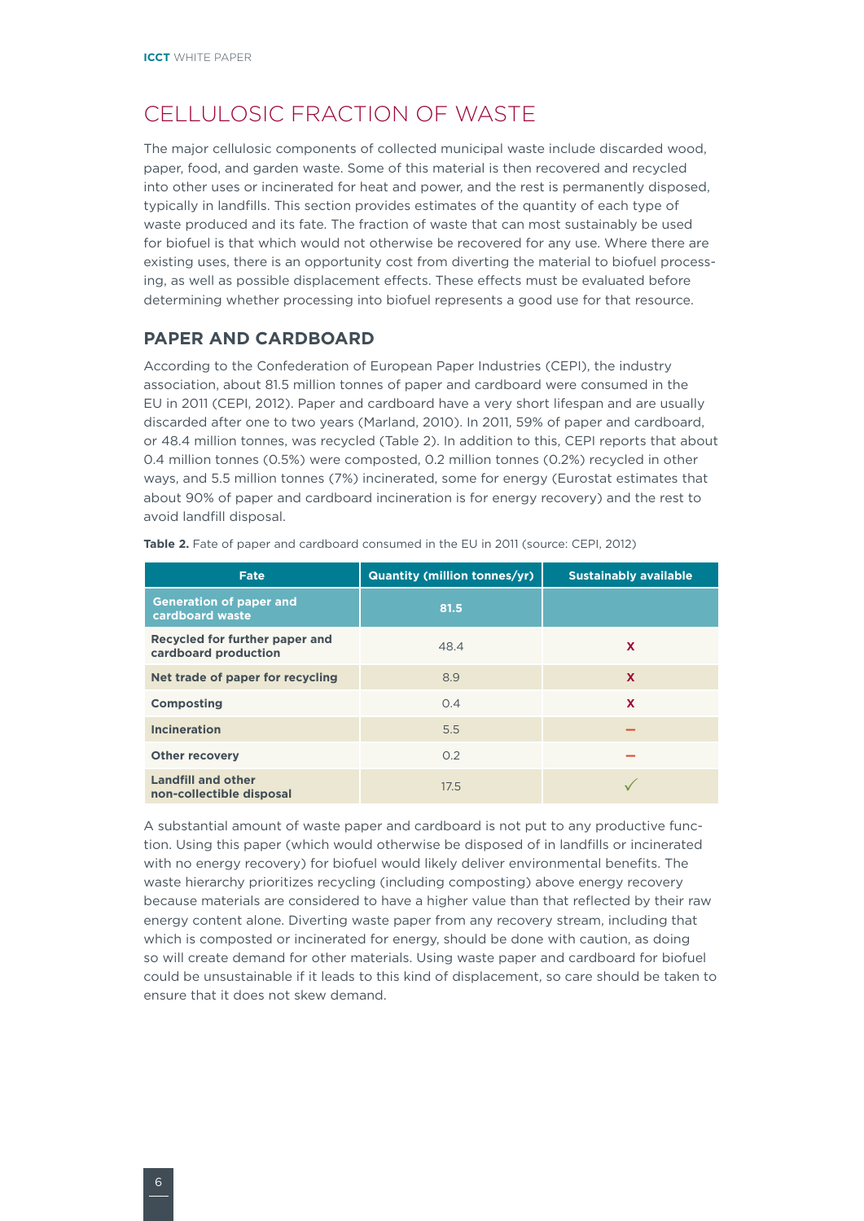## CELLULOSIC FRACTION OF WASTE

The major cellulosic components of collected municipal waste include discarded wood, paper, food, and garden waste. Some of this material is then recovered and recycled into other uses or incinerated for heat and power, and the rest is permanently disposed, typically in landfills. This section provides estimates of the quantity of each type of waste produced and its fate. The fraction of waste that can most sustainably be used for biofuel is that which would not otherwise be recovered for any use. Where there are existing uses, there is an opportunity cost from diverting the material to biofuel processing, as well as possible displacement effects. These effects must be evaluated before determining whether processing into biofuel represents a good use for that resource.

### PAPER AND CARDBOARD

According to the Confederation of European Paper Industries (CEPI), the industry association, about 81.5 million tonnes of paper and cardboard were consumed in the EU in 2011 (CEPI, 2012). Paper and cardboard have a very short lifespan and are usually discarded after one to two years (Marland, 2010). In 2011, 59% of paper and cardboard, or 48.4 million tonnes, was recycled (Table 2). In addition to this, CEPI reports that about 0.4 million tonnes (0.5%) were composted, 0.2 million tonnes (0.2%) recycled in other ways, and 5.5 million tonnes (7%) incinerated, some for energy (Eurostat estimates that about 90% of paper and cardboard incineration is for energy recovery) and the rest to avoid landfill disposal.

**Table 2.** Fate of paper and cardboard consumed in the EU in 2011 (source: CEPI, 2012)

| Fate | Quantity (million tonnes/yr) | Sustainably available |
|---|---|---|
| **Generation of paper and cardboard waste** | **81.5** | |
| **Recycled for further paper and cardboard production** | 48.4 | x |
| **Net trade of paper for recycling** | 8.9 | x |
| **Composting** | 0.4 | x |
| **Incineration** | 5.5 | – |
| **Other recovery** | 0.2 | – |
| **Landfill and other non-collectible disposal** | 17.5 | ✓ |

A substantial amount of waste paper and cardboard is not put to any productive function. Using this paper (which would otherwise be disposed of in landfills or incinerated with no energy recovery) for biofuel would likely deliver environmental benefits. The waste hierarchy prioritizes recycling (including composting) above energy recovery because materials are considered to have a higher value than that reflected by their raw energy content alone. Diverting waste paper from any recovery stream, including that which is composted or incinerated for energy, should be done with caution, as doing so will create demand for other materials. Using waste paper and cardboard for biofuel could be unsustainable if it leads to this kind of displacement, so care should be taken to ensure that it does not skew demand.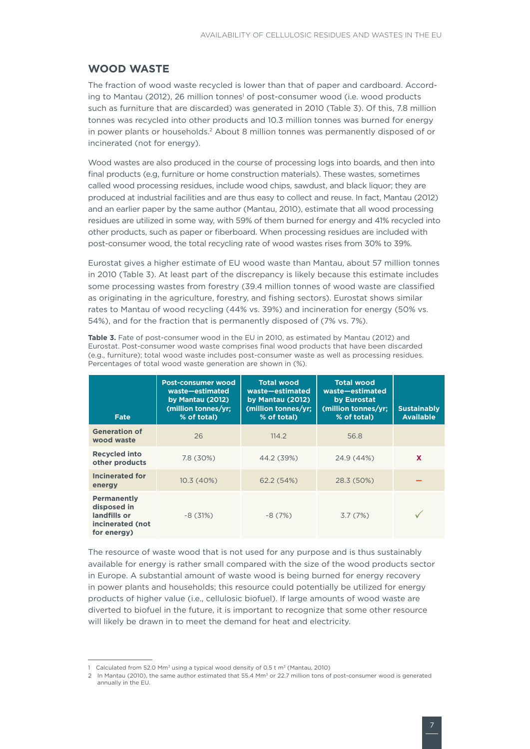## WOOD WASTE

The fraction of wood waste recycled is lower than that of paper and cardboard. According to Mantau (2012), 26 million tonnes[1] of post-consumer wood (i.e. wood products such as furniture that are discarded) was generated in 2010 (Table 3). Of this, 7.8 million tonnes was recycled into other products and 10.3 million tonnes was burned for energy in power plants or households.[2] About 8 million tonnes was permanently disposed of or incinerated (not for energy).

Wood wastes are also produced in the course of processing logs into boards, and then into final products (e.g, furniture or home construction materials). These wastes, sometimes called wood processing residues, include wood chips, sawdust, and black liquor; they are produced at industrial facilities and are thus easy to collect and reuse. In fact, Mantau (2012) and an earlier paper by the same author (Mantau, 2010), estimate that all wood processing residues are utilized in some way, with 59% of them burned for energy and 41% recycled into other products, such as paper or fiberboard. When processing residues are included with post-consumer wood, the total recycling rate of wood wastes rises from 30% to 39%.

Eurostat gives a higher estimate of EU wood waste than Mantau, about 57 million tonnes in 2010 (Table 3). At least part of the discrepancy is likely because this estimate includes some processing wastes from forestry (39.4 million tonnes of wood waste are classified as originating in the agriculture, forestry, and fishing sectors). Eurostat shows similar rates to Mantau of wood recycling (44% vs. 39%) and incineration for energy (50% vs. 54%), and for the fraction that is permanently disposed of (7% vs. 7%).

**Table 3.** Fate of post-consumer wood in the EU in 2010, as estimated by Mantau (2012) and Eurostat. Post-consumer wood waste comprises final wood products that have been discarded (e.g., furniture); total wood waste includes post-consumer waste as well as processing residues. Percentages of total wood waste generation are shown in (%).

| Fate | Post-consumer wood waste—estimated by Mantau (2012) (million tonnes/yr; % of total) | Total wood waste—estimated by Mantau (2012) (million tonnes/yr; % of total) | Total wood waste—estimated by Eurostat (million tonnes/yr; % of total) | Sustainably Available |
|---|---|---|---|---|
| Generation of wood waste | 26 | 114.2 | 56.8 | |
| Recycled into other products | 7.8 (30%) | 44.2 (39%) | 24.9 (44%) | X |
| Incinerated for energy | 10.3 (40%) | 62.2 (54%) | 28.3 (50%) | – |
| Permanently disposed in landfills or incinerated (not for energy) | ~8 (31%) | ~8 (7%) | 3.7 (7%) | ✓ |

The resource of waste wood that is not used for any purpose and is thus sustainably available for energy is rather small compared with the size of the wood products sector in Europe. A substantial amount of waste wood is being burned for energy recovery in power plants and households; this resource could potentially be utilized for energy products of higher value (i.e., cellulosic biofuel). If large amounts of wood waste are diverted to biofuel in the future, it is important to recognize that some other resource will likely be drawn in to meet the demand for heat and electricity.

---

1 Calculated from 52.0 $Mm^3$ using a typical wood density of 0.5 t $m^3$ (Mantau, 2010)

2 In Mantau (2010), the same author estimated that 55.4 $Mm^3$ or 22.7 million tons of post-consumer wood is generated annually in the EU.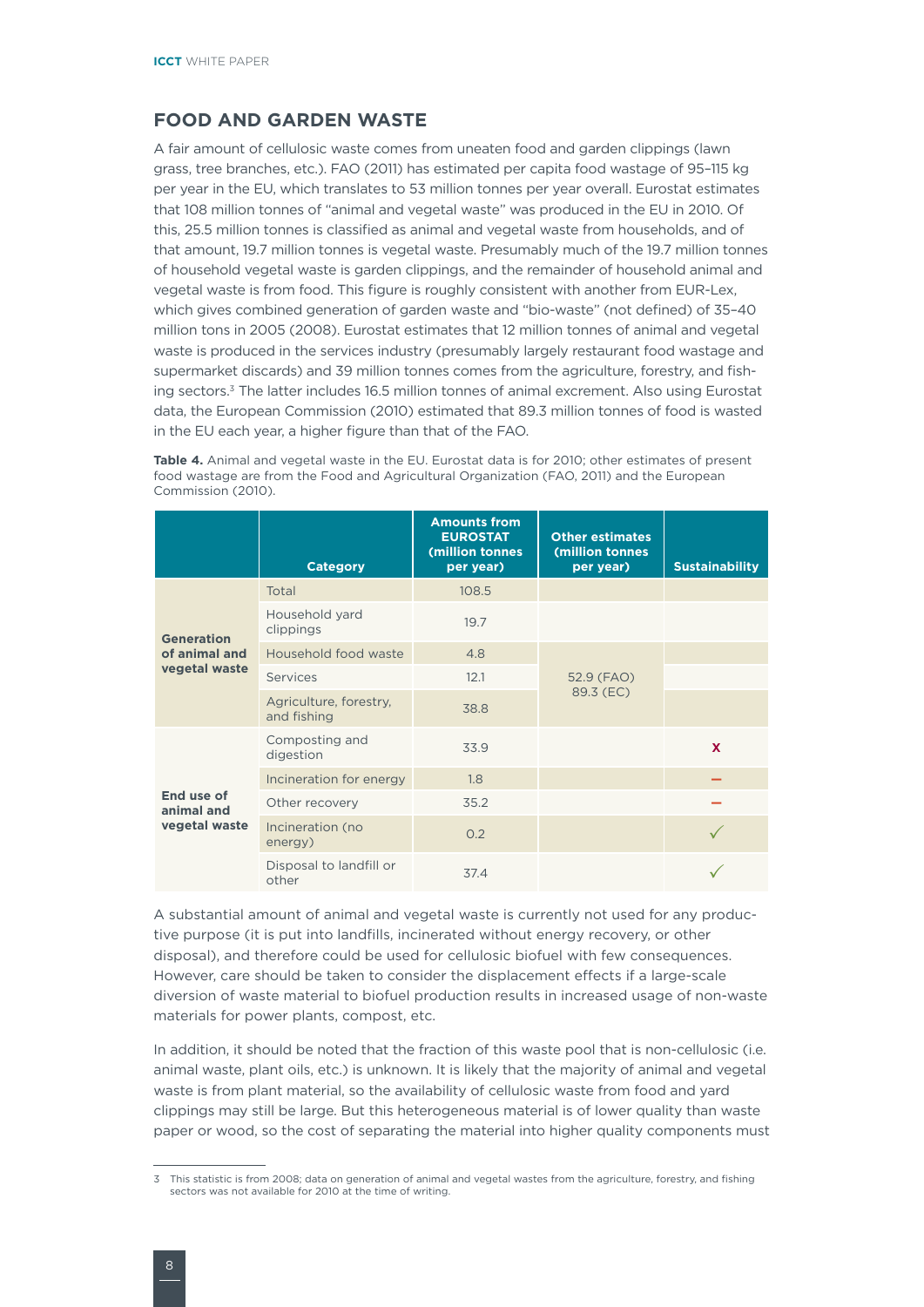## FOOD AND GARDEN WASTE

A fair amount of cellulosic waste comes from uneaten food and garden clippings (lawn grass, tree branches, etc.). FAO (2011) has estimated per capita food wastage of 95–115 kg per year in the EU, which translates to 53 million tonnes per year overall. Eurostat estimates that 108 million tonnes of "animal and vegetal waste" was produced in the EU in 2010. Of this, 25.5 million tonnes is classified as animal and vegetal waste from households, and of that amount, 19.7 million tonnes is vegetal waste. Presumably much of the 19.7 million tonnes of household vegetal waste is garden clippings, and the remainder of household animal and vegetal waste is from food. This figure is roughly consistent with another from EUR-Lex, which gives combined generation of garden waste and "bio-waste" (not defined) of 35–40 million tons in 2005 (2008). Eurostat estimates that 12 million tonnes of animal and vegetal waste is produced in the services industry (presumably largely restaurant food wastage and supermarket discards) and 39 million tonnes comes from the agriculture, forestry, and fishing sectors.[3] The latter includes 16.5 million tonnes of animal excrement. Also using Eurostat data, the European Commission (2010) estimated that 89.3 million tonnes of food is wasted in the EU each year, a higher figure than that of the FAO.

**Table 4.** Animal and vegetal waste in the EU. Eurostat data is for 2010; other estimates of present food wastage are from the Food and Agricultural Organization (FAO, 2011) and the European Commission (2010).

| | Category | Amounts from EUROSTAT (million tonnes per year) | Other estimates (million tonnes per year) | Sustainability |
|---|---|---|---|---|
| Generation of animal and vegetal waste | Total | 108.5 | | |
| | Household yard clippings | 19.7 | | |
| | Household food waste | 4.8 | 52.9 (FAO) 89.3 (EC) | |
| | Services | 12.1 | | |
| | Agriculture, forestry, and fishing | 38.8 | | |
| End use of animal and vegetal waste | Composting and digestion | 33.9 | | x |
| | Incineration for energy | 1.8 | | – |
| | Other recovery | 35.2 | | – |
| | Incineration (no energy) | 0.2 | | ✓ |
| | Disposal to landfill or other | 37.4 | | ✓ |

A substantial amount of animal and vegetal waste is currently not used for any productive purpose (it is put into landfills, incinerated without energy recovery, or other disposal), and therefore could be used for cellulosic biofuel with few consequences. However, care should be taken to consider the displacement effects if a large-scale diversion of waste material to biofuel production results in increased usage of non-waste materials for power plants, compost, etc.

In addition, it should be noted that the fraction of this waste pool that is non-cellulosic (i.e. animal waste, plant oils, etc.) is unknown. It is likely that the majority of animal and vegetal waste is from plant material, so the availability of cellulosic waste from food and yard clippings may still be large. But this heterogeneous material is of lower quality than waste paper or wood, so the cost of separating the material into higher quality components must

3 This statistic is from 2008; data on generation of animal and vegetal wastes from the agriculture, forestry, and fishing sectors was not available for 2010 at the time of writing.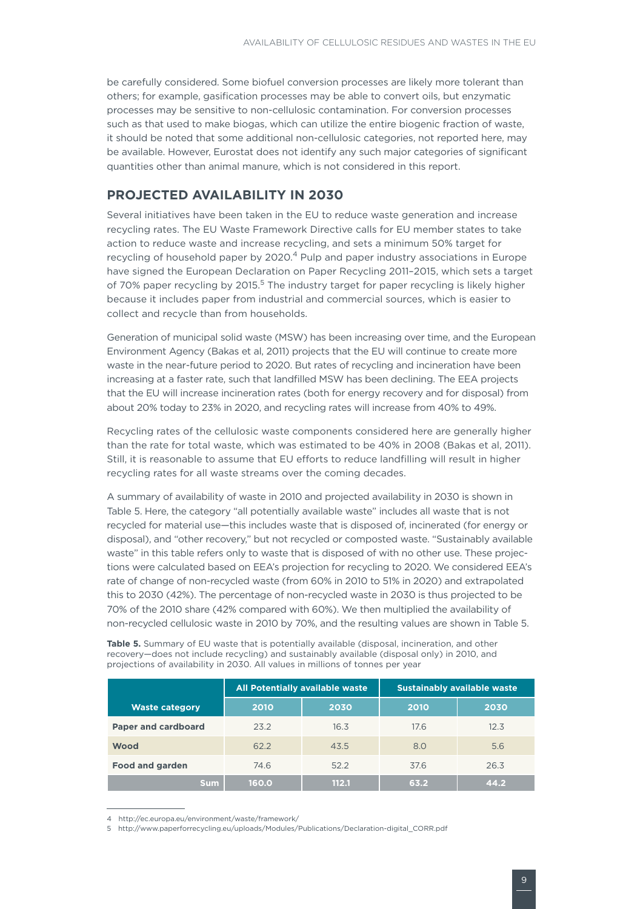be carefully considered. Some biofuel conversion processes are likely more tolerant than others; for example, gasification processes may be able to convert oils, but enzymatic processes may be sensitive to non-cellulosic contamination. For conversion processes such as that used to make biogas, which can utilize the entire biogenic fraction of waste, it should be noted that some additional non-cellulosic categories, not reported here, may be available. However, Eurostat does not identify any such major categories of significant quantities other than animal manure, which is not considered in this report.

## PROJECTED AVAILABILITY IN 2030

Several initiatives have been taken in the EU to reduce waste generation and increase recycling rates. The EU Waste Framework Directive calls for EU member states to take action to reduce waste and increase recycling, and sets a minimum 50% target for recycling of household paper by 2020.[4] Pulp and paper industry associations in Europe have signed the European Declaration on Paper Recycling 2011–2015, which sets a target of 70% paper recycling by 2015.[5] The industry target for paper recycling is likely higher because it includes paper from industrial and commercial sources, which is easier to collect and recycle than from households.

Generation of municipal solid waste (MSW) has been increasing over time, and the European Environment Agency (Bakas et al, 2011) projects that the EU will continue to create more waste in the near-future period to 2020. But rates of recycling and incineration have been increasing at a faster rate, such that landfilled MSW has been declining. The EEA projects that the EU will increase incineration rates (both for energy recovery and for disposal) from about 20% today to 23% in 2020, and recycling rates will increase from 40% to 49%.

Recycling rates of the cellulosic waste components considered here are generally higher than the rate for total waste, which was estimated to be 40% in 2008 (Bakas et al, 2011). Still, it is reasonable to assume that EU efforts to reduce landfilling will result in higher recycling rates for all waste streams over the coming decades.

A summary of availability of waste in 2010 and projected availability in 2030 is shown in Table 5. Here, the category "all potentially available waste" includes all waste that is not recycled for material use—this includes waste that is disposed of, incinerated (for energy or disposal), and "other recovery," but not recycled or composted waste. "Sustainably available waste" in this table refers only to waste that is disposed of with no other use. These projections were calculated based on EEA's projection for recycling to 2020. We considered EEA's rate of change of non-recycled waste (from 60% in 2010 to 51% in 2020) and extrapolated this to 2030 (42%). The percentage of non-recycled waste in 2030 is thus projected to be 70% of the 2010 share (42% compared with 60%). We then multiplied the availability of non-recycled cellulosic waste in 2010 by 70%, and the resulting values are shown in Table 5.

**Table 5.** Summary of EU waste that is potentially available (disposal, incineration, and other recovery—does not include recycling) and sustainably available (disposal only) in 2010, and projections of availability in 2030. All values in millions of tonnes per year

| Waste category | All Potentially available waste | | Sustainably available waste | |
|---|---|---|---|---|
| | 2010 | 2030 | 2010 | 2030 |
| **Paper and cardboard** | 23.2 | 16.3 | 17.6 | 12.3 |
| **Wood** | 62.2 | 43.5 | 8.0 | 5.6 |
| **Food and garden** | 74.6 | 52.2 | 37.6 | 26.3 |
| **Sum** | **160.0** | **112.1** | **63.2** | **44.2** |

4 http://ec.europa.eu/environment/waste/framework/

5 http://www.paperforrecycling.eu/uploads/Modules/Publications/Declaration-digital_CORR.pdf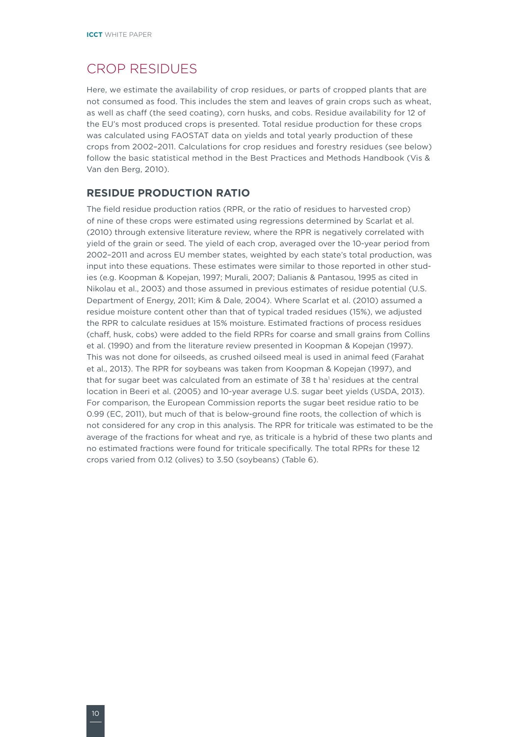# CROP RESIDUES

Here, we estimate the availability of crop residues, or parts of cropped plants that are not consumed as food. This includes the stem and leaves of grain crops such as wheat, as well as chaff (the seed coating), corn husks, and cobs. Residue availability for 12 of the EU's most produced crops is presented. Total residue production for these crops was calculated using FAOSTAT data on yields and total yearly production of these crops from 2002–2011. Calculations for crop residues and forestry residues (see below) follow the basic statistical method in the Best Practices and Methods Handbook (Vis & Van den Berg, 2010).

## RESIDUE PRODUCTION RATIO

The field residue production ratios (RPR, or the ratio of residues to harvested crop) of nine of these crops were estimated using regressions determined by Scarlat et al. (2010) through extensive literature review, where the RPR is negatively correlated with yield of the grain or seed. The yield of each crop, averaged over the 10-year period from 2002–2011 and across EU member states, weighted by each state's total production, was input into these equations. These estimates were similar to those reported in other studies (e.g. Koopman & Kopejan, 1997; Murali, 2007; Dalianis & Pantasou, 1995 as cited in Nikolau et al., 2003) and those assumed in previous estimates of residue potential (U.S. Department of Energy, 2011; Kim & Dale, 2004). Where Scarlat et al. (2010) assumed a residue moisture content other than that of typical traded residues (15%), we adjusted the RPR to calculate residues at 15% moisture. Estimated fractions of process residues (chaff, husk, cobs) were added to the field RPRs for coarse and small grains from Collins et al. (1990) and from the literature review presented in Koopman & Kopejan (1997). This was not done for oilseeds, as crushed oilseed meal is used in animal feed (Farahat et al., 2013). The RPR for soybeans was taken from Koopman & Kopejan (1997), and that for sugar beet was calculated from an estimate of 38 t ha[1] residues at the central location in Beeri et al. (2005) and 10-year average U.S. sugar beet yields (USDA, 2013). For comparison, the European Commission reports the sugar beet residue ratio to be 0.99 (EC, 2011), but much of that is below-ground fine roots, the collection of which is not considered for any crop in this analysis. The RPR for triticale was estimated to be the average of the fractions for wheat and rye, as triticale is a hybrid of these two plants and no estimated fractions were found for triticale specifically. The total RPRs for these 12 crops varied from 0.12 (olives) to 3.50 (soybeans) (Table 6).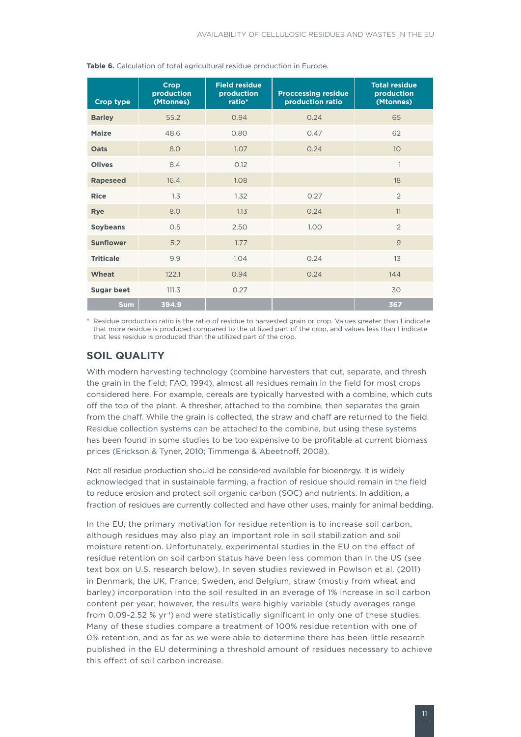**Table 6.** Calculation of total agricultural residue production in Europe.

| Crop type | Crop production (Mtonnes) | Field residue production ratio* | Proccessing residue production ratio | Total residue production (Mtonnes) |
|---|---|---|---|---|
| **Barley** | 55.2 | 0.94 | 0.24 | 65 |
| **Maize** | 48.6 | 0.80 | 0.47 | 62 |
| **Oats** | 8.0 | 1.07 | 0.24 | 10 |
| **Olives** | 8.4 | 0.12 | | 1 |
| **Rapeseed** | 16.4 | 1.08 | | 18 |
| **Rice** | 1.3 | 1.32 | 0.27 | 2 |
| **Rye** | 8.0 | 1.13 | 0.24 | 11 |
| **Soybeans** | 0.5 | 2.50 | 1.00 | 2 |
| **Sunflower** | 5.2 | 1.77 | | 9 |
| **Triticale** | 9.9 | 1.04 | 0.24 | 13 |
| **Wheat** | 122.1 | 0.94 | 0.24 | 144 |
| **Sugar beet** | 111.3 | 0.27 | | 30 |
| **Sum** | **394.9** | | | **367** |

\* Residue production ratio is the ratio of residue to harvested grain or crop. Values greater than 1 indicate that more residue is produced compared to the utilized part of the crop, and values less than 1 indicate that less residue is produced than the utilized part of the crop.

## SOIL QUALITY

With modern harvesting technology (combine harvesters that cut, separate, and thresh the grain in the field; FAO, 1994), almost all residues remain in the field for most crops considered here. For example, cereals are typically harvested with a combine, which cuts off the top of the plant. A thresher, attached to the combine, then separates the grain from the chaff. While the grain is collected, the straw and chaff are returned to the field. Residue collection systems can be attached to the combine, but using these systems has been found in some studies to be too expensive to be profitable at current biomass prices (Erickson & Tyner, 2010; Timmenga & Abeetnoff, 2008).

Not all residue production should be considered available for bioenergy. It is widely acknowledged that in sustainable farming, a fraction of residue should remain in the field to reduce erosion and protect soil organic carbon (SOC) and nutrients. In addition, a fraction of residues are currently collected and have other uses, mainly for animal bedding.

In the EU, the primary motivation for residue retention is to increase soil carbon, although residues may also play an important role in soil stabilization and soil moisture retention. Unfortunately, experimental studies in the EU on the effect of residue retention on soil carbon status have been less common than in the US (see text box on U.S. research below). In seven studies reviewed in Powlson et al. (2011) in Denmark, the UK, France, Sweden, and Belgium, straw (mostly from wheat and barley) incorporation into the soil resulted in an average of 1% increase in soil carbon content per year; however, the results were highly variable (study averages range from 0.09-2.52 % $yr^{-1}$) and were statistically significant in only one of these studies. Many of these studies compare a treatment of 100% residue retention with one of 0% retention, and as far as we were able to determine there has been little research published in the EU determining a threshold amount of residues necessary to achieve this effect of soil carbon increase.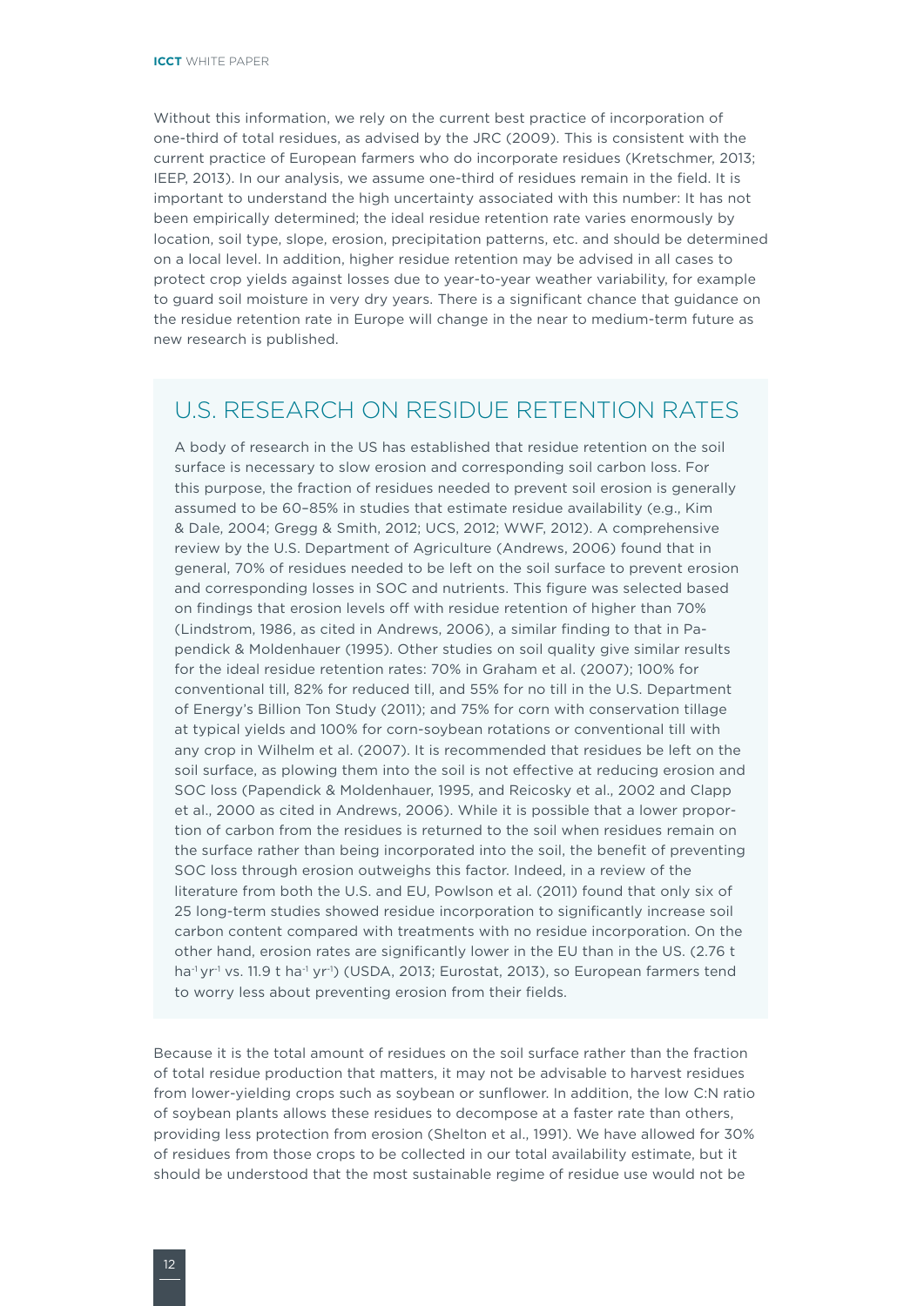Without this information, we rely on the current best practice of incorporation of one-third of total residues, as advised by the JRC (2009). This is consistent with the current practice of European farmers who do incorporate residues (Kretschmer, 2013; IEEP, 2013). In our analysis, we assume one-third of residues remain in the field. It is important to understand the high uncertainty associated with this number: It has not been empirically determined; the ideal residue retention rate varies enormously by location, soil type, slope, erosion, precipitation patterns, etc. and should be determined on a local level. In addition, higher residue retention may be advised in all cases to protect crop yields against losses due to year-to-year weather variability, for example to guard soil moisture in very dry years. There is a significant chance that guidance on the residue retention rate in Europe will change in the near to medium-term future as new research is published.

## U.S. RESEARCH ON RESIDUE RETENTION RATES

A body of research in the US has established that residue retention on the soil surface is necessary to slow erosion and corresponding soil carbon loss. For this purpose, the fraction of residues needed to prevent soil erosion is generally assumed to be 60–85% in studies that estimate residue availability (e.g., Kim & Dale, 2004; Gregg & Smith, 2012; UCS, 2012; WWF, 2012). A comprehensive review by the U.S. Department of Agriculture (Andrews, 2006) found that in general, 70% of residues needed to be left on the soil surface to prevent erosion and corresponding losses in SOC and nutrients. This figure was selected based on findings that erosion levels off with residue retention of higher than 70% (Lindstrom, 1986, as cited in Andrews, 2006), a similar finding to that in Papendick & Moldenhauer (1995). Other studies on soil quality give similar results for the ideal residue retention rates: 70% in Graham et al. (2007); 100% for conventional till, 82% for reduced till, and 55% for no till in the U.S. Department of Energy's Billion Ton Study (2011); and 75% for corn with conservation tillage at typical yields and 100% for corn-soybean rotations or conventional till with any crop in Wilhelm et al. (2007). It is recommended that residues be left on the soil surface, as plowing them into the soil is not effective at reducing erosion and SOC loss (Papendick & Moldenhauer, 1995, and Reicosky et al., 2002 and Clapp et al., 2000 as cited in Andrews, 2006). While it is possible that a lower proportion of carbon from the residues is returned to the soil when residues remain on the surface rather than being incorporated into the soil, the benefit of preventing SOC loss through erosion outweighs this factor. Indeed, in a review of the literature from both the U.S. and EU, Powlson et al. (2011) found that only six of 25 long-term studies showed residue incorporation to significantly increase soil carbon content compared with treatments with no residue incorporation. On the other hand, erosion rates are significantly lower in the EU than in the US. (2.76 t $ha^{-1}$ $yr^{-1}$ vs. 11.9 t $ha^{-1}$ $yr^{-1}$) (USDA, 2013; Eurostat, 2013), so European farmers tend to worry less about preventing erosion from their fields.

Because it is the total amount of residues on the soil surface rather than the fraction of total residue production that matters, it may not be advisable to harvest residues from lower-yielding crops such as soybean or sunflower. In addition, the low C:N ratio of soybean plants allows these residues to decompose at a faster rate than others, providing less protection from erosion (Shelton et al., 1991). We have allowed for 30% of residues from those crops to be collected in our total availability estimate, but it should be understood that the most sustainable regime of residue use would not be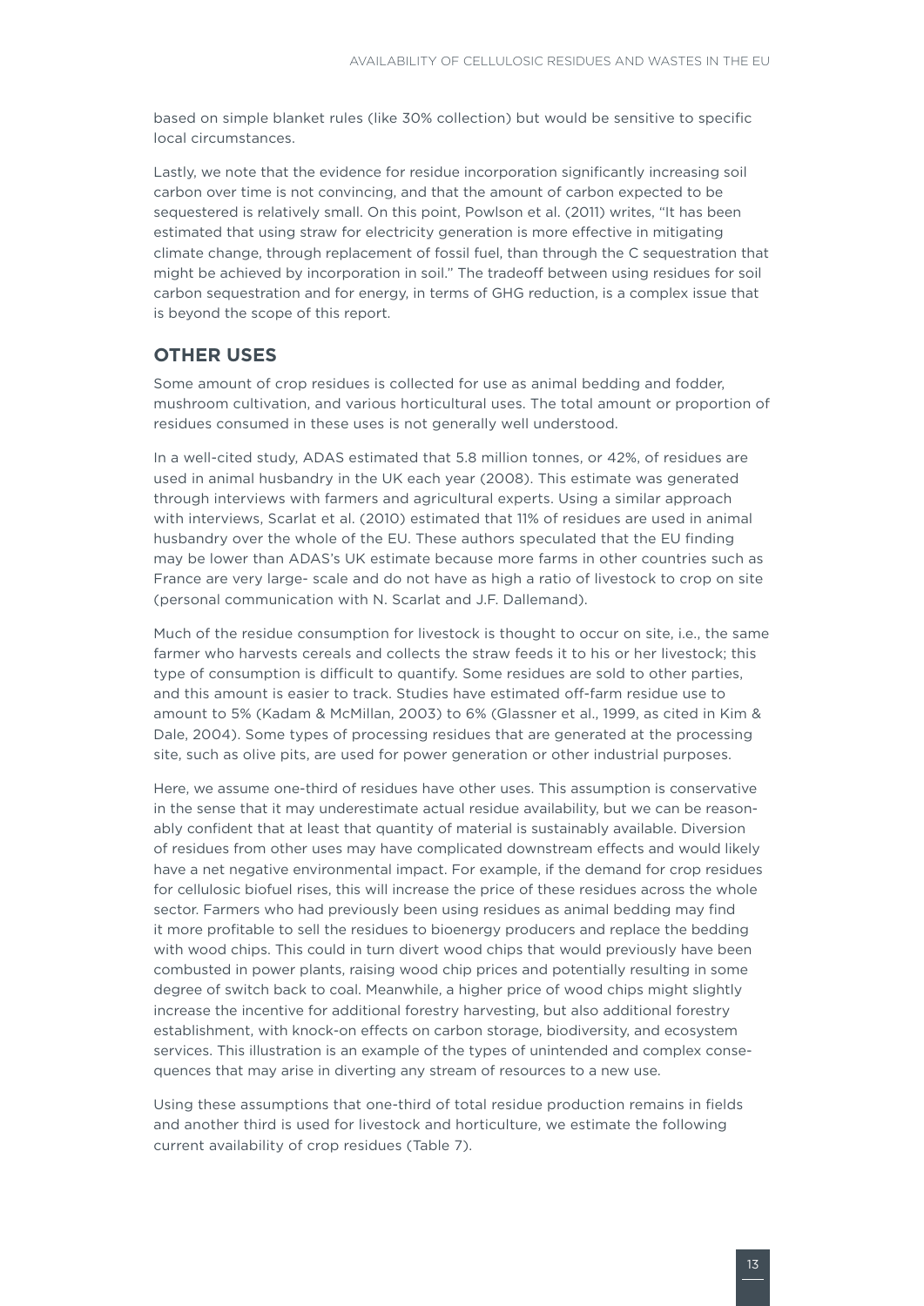based on simple blanket rules (like 30% collection) but would be sensitive to specific local circumstances.

Lastly, we note that the evidence for residue incorporation significantly increasing soil carbon over time is not convincing, and that the amount of carbon expected to be sequestered is relatively small. On this point, Powlson et al. (2011) writes, "It has been estimated that using straw for electricity generation is more effective in mitigating climate change, through replacement of fossil fuel, than through the C sequestration that might be achieved by incorporation in soil." The tradeoff between using residues for soil carbon sequestration and for energy, in terms of GHG reduction, is a complex issue that is beyond the scope of this report.

## OTHER USES

Some amount of crop residues is collected for use as animal bedding and fodder, mushroom cultivation, and various horticultural uses. The total amount or proportion of residues consumed in these uses is not generally well understood.

In a well-cited study, ADAS estimated that 5.8 million tonnes, or 42%, of residues are used in animal husbandry in the UK each year (2008). This estimate was generated through interviews with farmers and agricultural experts. Using a similar approach with interviews, Scarlat et al. (2010) estimated that 11% of residues are used in animal husbandry over the whole of the EU. These authors speculated that the EU finding may be lower than ADAS's UK estimate because more farms in other countries such as France are very large- scale and do not have as high a ratio of livestock to crop on site (personal communication with N. Scarlat and J.F. Dallemand).

Much of the residue consumption for livestock is thought to occur on site, i.e., the same farmer who harvests cereals and collects the straw feeds it to his or her livestock; this type of consumption is difficult to quantify. Some residues are sold to other parties, and this amount is easier to track. Studies have estimated off-farm residue use to amount to 5% (Kadam & McMillan, 2003) to 6% (Glassner et al., 1999, as cited in Kim & Dale, 2004). Some types of processing residues that are generated at the processing site, such as olive pits, are used for power generation or other industrial purposes.

Here, we assume one-third of residues have other uses. This assumption is conservative in the sense that it may underestimate actual residue availability, but we can be reasonably confident that at least that quantity of material is sustainably available. Diversion of residues from other uses may have complicated downstream effects and would likely have a net negative environmental impact. For example, if the demand for crop residues for cellulosic biofuel rises, this will increase the price of these residues across the whole sector. Farmers who had previously been using residues as animal bedding may find it more profitable to sell the residues to bioenergy producers and replace the bedding with wood chips. This could in turn divert wood chips that would previously have been combusted in power plants, raising wood chip prices and potentially resulting in some degree of switch back to coal. Meanwhile, a higher price of wood chips might slightly increase the incentive for additional forestry harvesting, but also additional forestry establishment, with knock-on effects on carbon storage, biodiversity, and ecosystem services. This illustration is an example of the types of unintended and complex consequences that may arise in diverting any stream of resources to a new use.

Using these assumptions that one-third of total residue production remains in fields and another third is used for livestock and horticulture, we estimate the following current availability of crop residues (Table 7).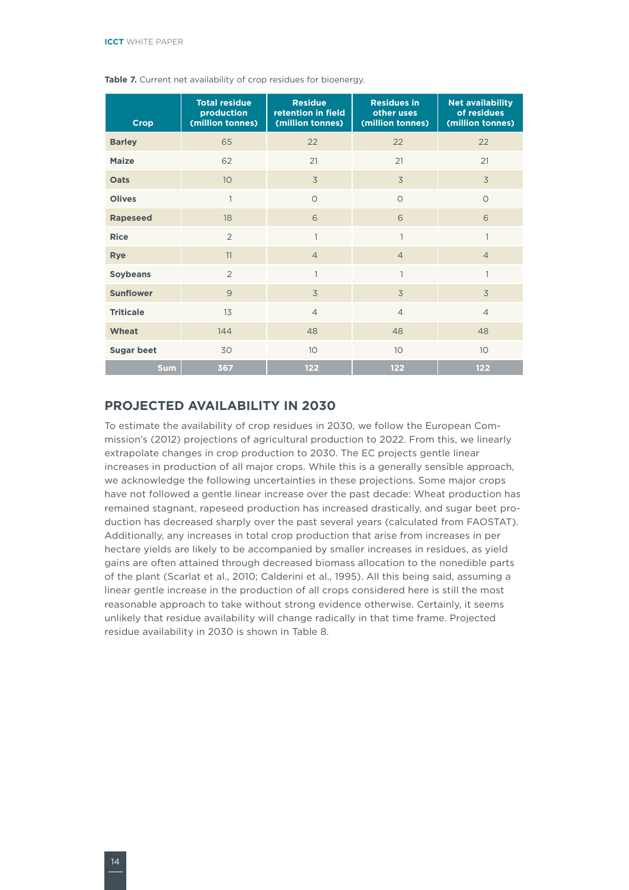**Table 7.** Current net availability of crop residues for bioenergy.

| Crop | Total residue production (million tonnes) | Residue retention in field (million tonnes) | Residues in other uses (million tonnes) | Net availability of residues (million tonnes) |
|---|---|---|---|---|
| **Barley** | 65 | 22 | 22 | 22 |
| **Maize** | 62 | 21 | 21 | 21 |
| **Oats** | 10 | 3 | 3 | 3 |
| **Olives** | 1 | 0 | 0 | 0 |
| **Rapeseed** | 18 | 6 | 6 | 6 |
| **Rice** | 2 | 1 | 1 | 1 |
| **Rye** | 11 | 4 | 4 | 4 |
| **Soybeans** | 2 | 1 | 1 | 1 |
| **Sunflower** | 9 | 3 | 3 | 3 |
| **Triticale** | 13 | 4 | 4 | 4 |
| **Wheat** | 144 | 48 | 48 | 48 |
| **Sugar beet** | 30 | 10 | 10 | 10 |
| **Sum** | **367** | **122** | **122** | **122** |

## PROJECTED AVAILABILITY IN 2030

To estimate the availability of crop residues in 2030, we follow the European Commission's (2012) projections of agricultural production to 2022. From this, we linearly extrapolate changes in crop production to 2030. The EC projects gentle linear increases in production of all major crops. While this is a generally sensible approach, we acknowledge the following uncertainties in these projections. Some major crops have not followed a gentle linear increase over the past decade: Wheat production has remained stagnant, rapeseed production has increased drastically, and sugar beet production has decreased sharply over the past several years (calculated from FAOSTAT). Additionally, any increases in total crop production that arise from increases in per hectare yields are likely to be accompanied by smaller increases in residues, as yield gains are often attained through decreased biomass allocation to the nonedible parts of the plant (Scarlat et al., 2010; Calderini et al., 1995). All this being said, assuming a linear gentle increase in the production of all crops considered here is still the most reasonable approach to take without strong evidence otherwise. Certainly, it seems unlikely that residue availability will change radically in that time frame. Projected residue availability in 2030 is shown in Table 8.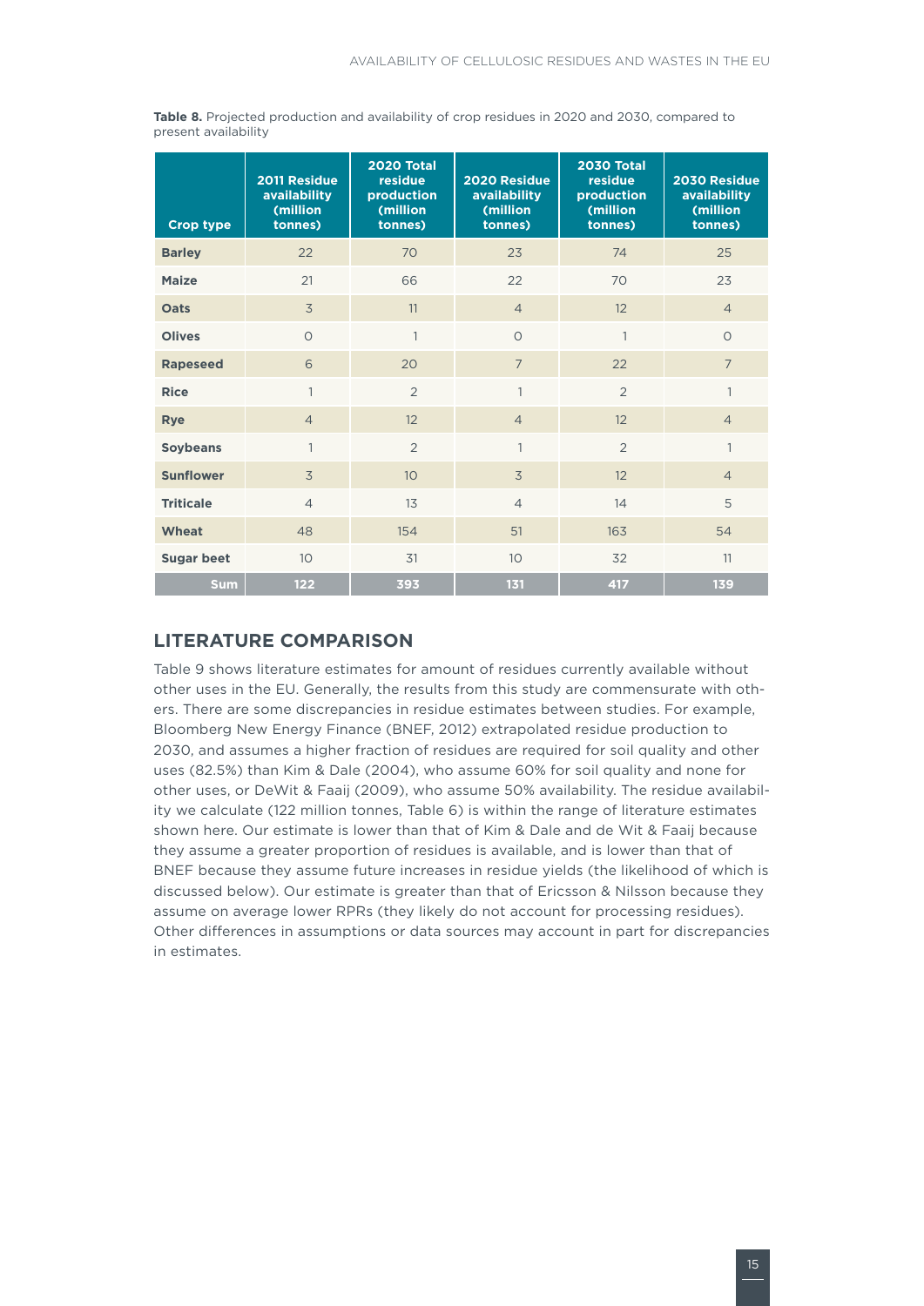**Table 8.** Projected production and availability of crop residues in 2020 and 2030, compared to present availability

| Crop type | 2011 Residue availability (million tonnes) | 2020 Total residue production (million tonnes) | 2020 Residue availability (million tonnes) | 2030 Total residue production (million tonnes) | 2030 Residue availability (million tonnes) |
|---|---|---|---|---|---|
| **Barley** | 22 | 70 | 23 | 74 | 25 |
| **Maize** | 21 | 66 | 22 | 70 | 23 |
| **Oats** | 3 | 11 | 4 | 12 | 4 |
| **Olives** | 0 | 1 | 0 | 1 | 0 |
| **Rapeseed** | 6 | 20 | 7 | 22 | 7 |
| **Rice** | 1 | 2 | 1 | 2 | 1 |
| **Rye** | 4 | 12 | 4 | 12 | 4 |
| **Soybeans** | 1 | 2 | 1 | 2 | 1 |
| **Sunflower** | 3 | 10 | 3 | 12 | 4 |
| **Triticale** | 4 | 13 | 4 | 14 | 5 |
| **Wheat** | 48 | 154 | 51 | 163 | 54 |
| **Sugar beet** | 10 | 31 | 10 | 32 | 11 |
| **Sum** | **122** | **393** | **131** | **417** | **139** |

## LITERATURE COMPARISON

Table 9 shows literature estimates for amount of residues currently available without other uses in the EU. Generally, the results from this study are commensurate with others. There are some discrepancies in residue estimates between studies. For example, Bloomberg New Energy Finance (BNEF, 2012) extrapolated residue production to 2030, and assumes a higher fraction of residues are required for soil quality and other uses (82.5%) than Kim & Dale (2004), who assume 60% for soil quality and none for other uses, or DeWit & Faaij (2009), who assume 50% availability. The residue availability we calculate (122 million tonnes, Table 6) is within the range of literature estimates shown here. Our estimate is lower than that of Kim & Dale and de Wit & Faaij because they assume a greater proportion of residues is available, and is lower than that of BNEF because they assume future increases in residue yields (the likelihood of which is discussed below). Our estimate is greater than that of Ericsson & Nilsson because they assume on average lower RPRs (they likely do not account for processing residues). Other differences in assumptions or data sources may account in part for discrepancies in estimates.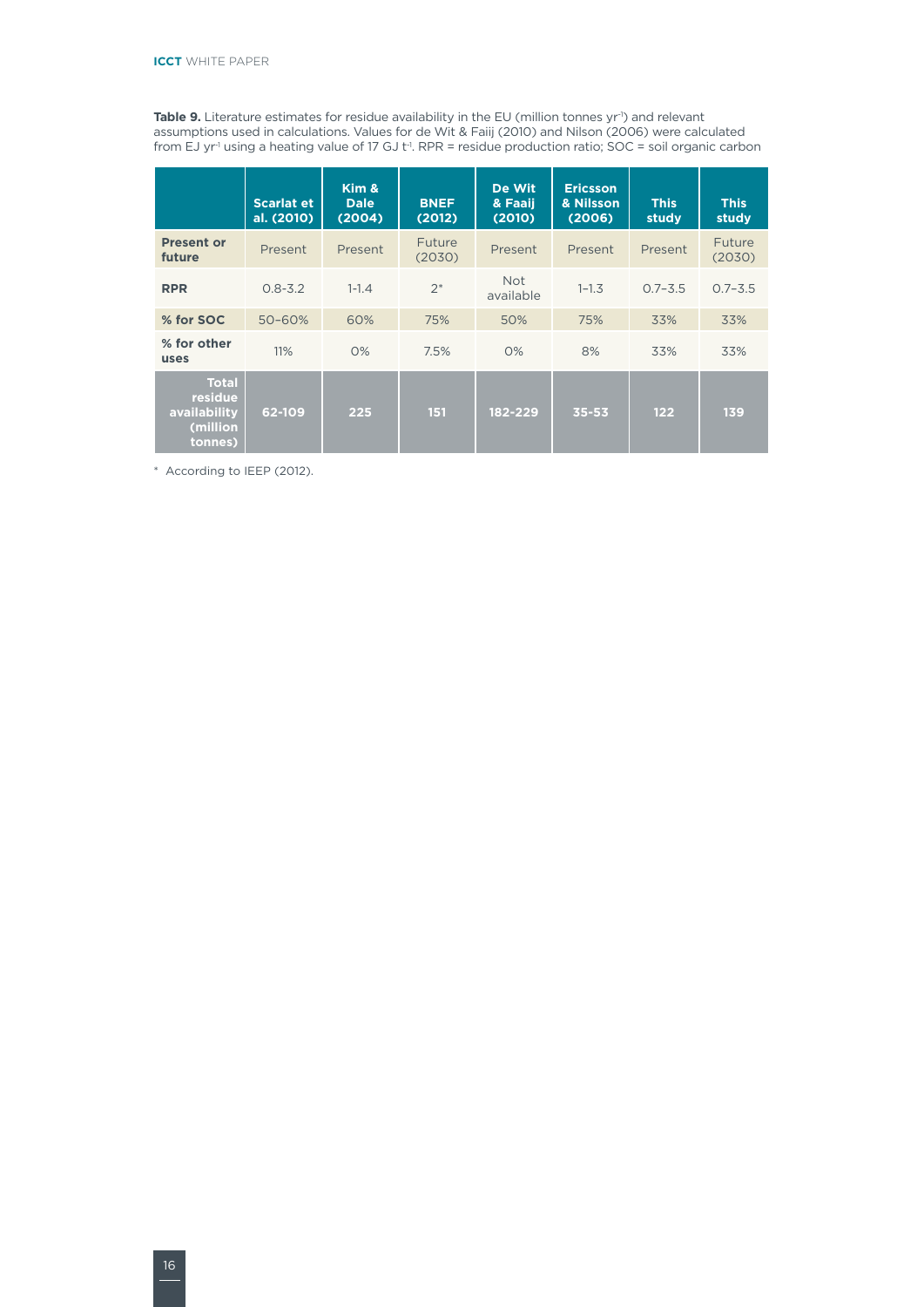**Table 9.** Literature estimates for residue availability in the EU (million tonnes $yr^{-1}$) and relevant assumptions used in calculations. Values for de Wit & Faaij (2010) and Nilson (2006) were calculated from EJ $yr^{-1}$ using a heating value of 17 GJ $t^{-1}$. RPR = residue production ratio; SOC = soil organic carbon

| | Scarlat et al. (2010) | Kim & Dale (2004) | BNEF (2012) | De Wit & Faaij (2010) | Ericsson & Nilsson (2006) | This study | This study |
|---|---|---|---|---|---|---|---|
| **Present or future** | Present | Present | Future (2030) | Present | Present | Present | Future (2030) |
| **RPR** | 0.8-3.2 | 1-1.4 | 2* | Not available | 1–1.3 | 0.7–3.5 | 0.7–3.5 |
| **% for SOC** | 50–60% | 60% | 75% | 50% | 75% | 33% | 33% |
| **% for other uses** | 11% | 0% | 7.5% | 0% | 8% | 33% | 33% |
| **Total residue availability (million tonnes)** | **62-109** | **225** | **151** | **182-229** | **35-53** | **122** | **139** |

* According to IEEP (2012).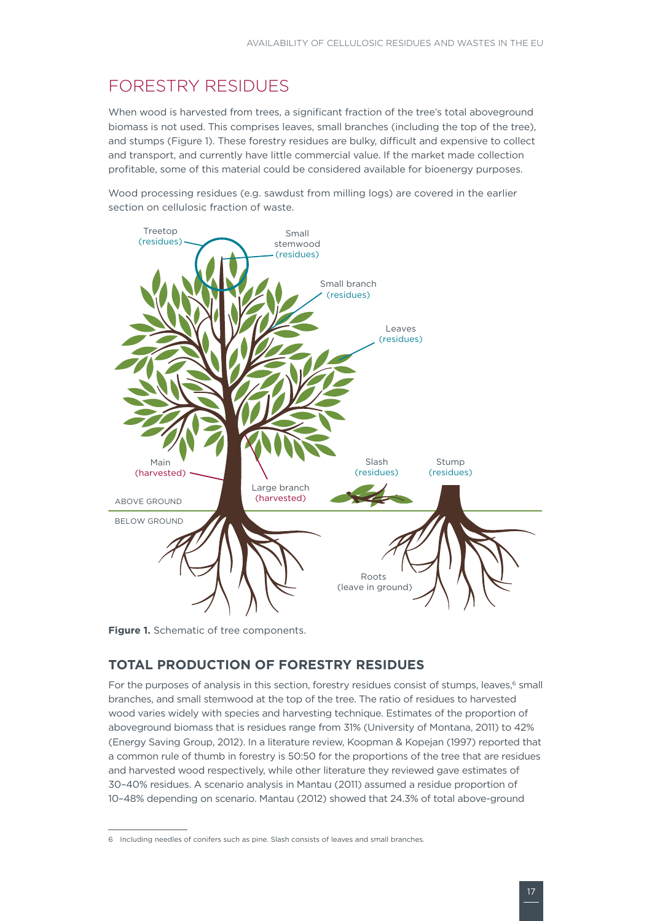## FORESTRY RESIDUES

When wood is harvested from trees, a significant fraction of the tree's total aboveground biomass is not used. This comprises leaves, small branches (including the top of the tree), and stumps (Figure 1). These forestry residues are bulky, difficult and expensive to collect and transport, and currently have little commercial value. If the market made collection profitable, some of this material could be considered available for bioenergy purposes.

Wood processing residues (e.g. sawdust from milling logs) are covered in the earlier section on cellulosic fraction of waste.

**Figure 1.** Schematic of tree components.

### TOTAL PRODUCTION OF FORESTRY RESIDUES

For the purposes of analysis in this section, forestry residues consist of stumps, leaves,[6] small branches, and small stemwood at the top of the tree. The ratio of residues to harvested wood varies widely with species and harvesting technique. Estimates of the proportion of aboveground biomass that is residues range from 31% (University of Montana, 2011) to 42% (Energy Saving Group, 2012). In a literature review, Koopman & Kopejan (1997) reported that a common rule of thumb in forestry is 50:50 for the proportions of the tree that are residues and harvested wood respectively, while other literature they reviewed gave estimates of 30–40% residues. A scenario analysis in Mantau (2011) assumed a residue proportion of 10–48% depending on scenario. Mantau (2012) showed that 24.3% of total above-ground

6 Including needles of conifers such as pine. Slash consists of leaves and small branches.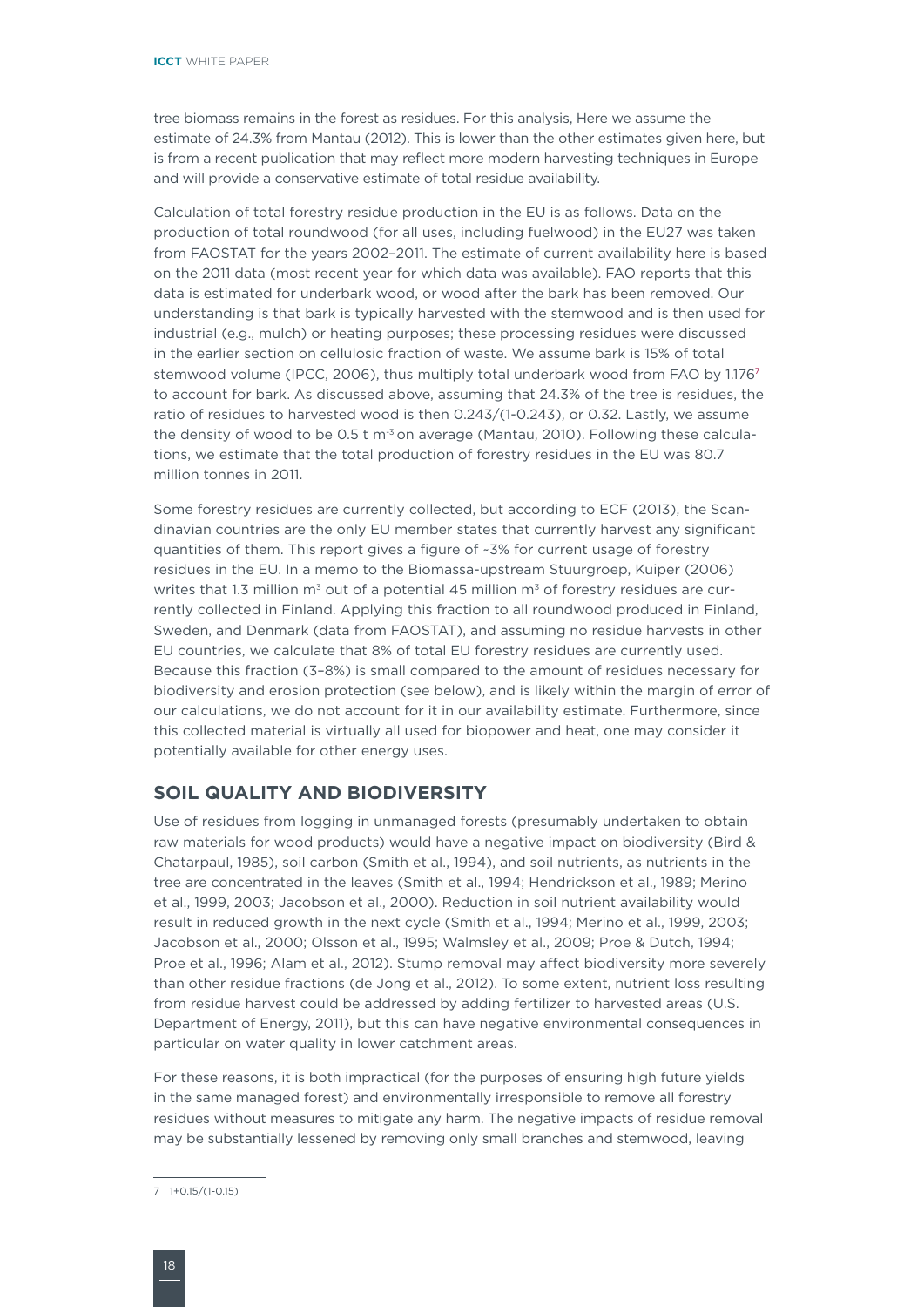tree biomass remains in the forest as residues. For this analysis, Here we assume the estimate of 24.3% from Mantau (2012). This is lower than the other estimates given here, but is from a recent publication that may reflect more modern harvesting techniques in Europe and will provide a conservative estimate of total residue availability.

Calculation of total forestry residue production in the EU is as follows. Data on the production of total roundwood (for all uses, including fuelwood) in the EU27 was taken from FAOSTAT for the years 2002–2011. The estimate of current availability here is based on the 2011 data (most recent year for which data was available). FAO reports that this data is estimated for underbark wood, or wood after the bark has been removed. Our understanding is that bark is typically harvested with the stemwood and is then used for industrial (e.g., mulch) or heating purposes; these processing residues were discussed in the earlier section on cellulosic fraction of waste. We assume bark is 15% of total stemwood volume (IPCC, 2006), thus multiply total underbark wood from FAO by 1.176[7] to account for bark. As discussed above, assuming that 24.3% of the tree is residues, the ratio of residues to harvested wood is then 0.243/(1-0.243), or 0.32. Lastly, we assume the density of wood to be 0.5 t $m^{-3}$ on average (Mantau, 2010). Following these calculations, we estimate that the total production of forestry residues in the EU was 80.7 million tonnes in 2011.

Some forestry residues are currently collected, but according to ECF (2013), the Scandinavian countries are the only EU member states that currently harvest any significant quantities of them. This report gives a figure of ~3% for current usage of forestry residues in the EU. In a memo to the Biomassa-upstream Stuurgroep, Kuiper (2006) writes that 1.3 million $m^3$ out of a potential 45 million $m^3$ of forestry residues are currently collected in Finland. Applying this fraction to all roundwood produced in Finland, Sweden, and Denmark (data from FAOSTAT), and assuming no residue harvests in other EU countries, we calculate that 8% of total EU forestry residues are currently used. Because this fraction (3–8%) is small compared to the amount of residues necessary for biodiversity and erosion protection (see below), and is likely within the margin of error of our calculations, we do not account for it in our availability estimate. Furthermore, since this collected material is virtually all used for biopower and heat, one may consider it potentially available for other energy uses.

## SOIL QUALITY AND BIODIVERSITY

Use of residues from logging in unmanaged forests (presumably undertaken to obtain raw materials for wood products) would have a negative impact on biodiversity (Bird & Chatarpaul, 1985), soil carbon (Smith et al., 1994), and soil nutrients, as nutrients in the tree are concentrated in the leaves (Smith et al., 1994; Hendrickson et al., 1989; Merino et al., 1999, 2003; Jacobson et al., 2000). Reduction in soil nutrient availability would result in reduced growth in the next cycle (Smith et al., 1994; Merino et al., 1999, 2003; Jacobson et al., 2000; Olsson et al., 1995; Walmsley et al., 2009; Proe & Dutch, 1994; Proe et al., 1996; Alam et al., 2012). Stump removal may affect biodiversity more severely than other residue fractions (de Jong et al., 2012). To some extent, nutrient loss resulting from residue harvest could be addressed by adding fertilizer to harvested areas (U.S. Department of Energy, 2011), but this can have negative environmental consequences in particular on water quality in lower catchment areas.

For these reasons, it is both impractical (for the purposes of ensuring high future yields in the same managed forest) and environmentally irresponsible to remove all forestry residues without measures to mitigate any harm. The negative impacts of residue removal may be substantially lessened by removing only small branches and stemwood, leaving

7 1+0.15/(1-0.15)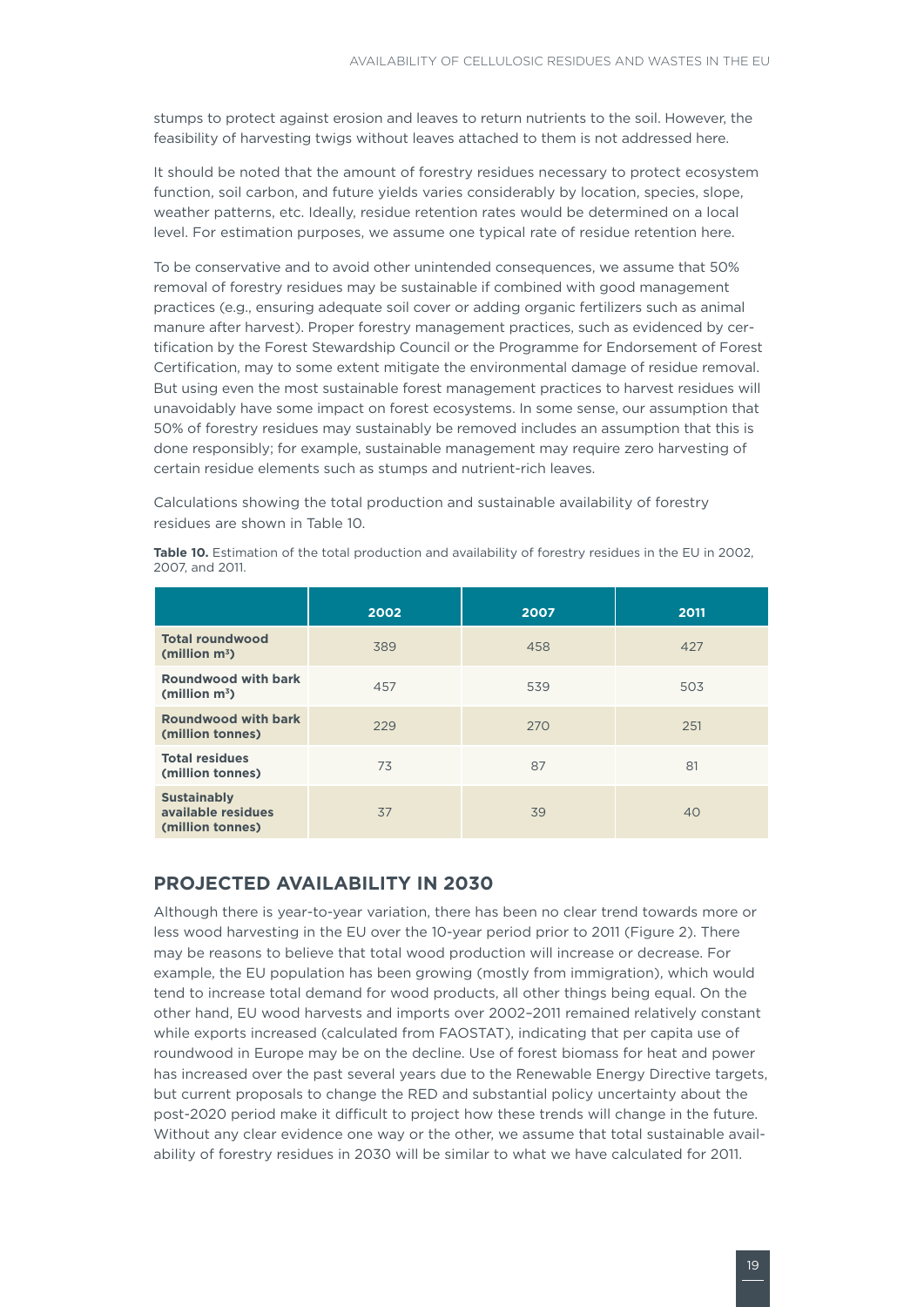stumps to protect against erosion and leaves to return nutrients to the soil. However, the feasibility of harvesting twigs without leaves attached to them is not addressed here.

It should be noted that the amount of forestry residues necessary to protect ecosystem function, soil carbon, and future yields varies considerably by location, species, slope, weather patterns, etc. Ideally, residue retention rates would be determined on a local level. For estimation purposes, we assume one typical rate of residue retention here.

To be conservative and to avoid other unintended consequences, we assume that 50% removal of forestry residues may be sustainable if combined with good management practices (e.g., ensuring adequate soil cover or adding organic fertilizers such as animal manure after harvest). Proper forestry management practices, such as evidenced by certification by the Forest Stewardship Council or the Programme for Endorsement of Forest Certification, may to some extent mitigate the environmental damage of residue removal. But using even the most sustainable forest management practices to harvest residues will unavoidably have some impact on forest ecosystems. In some sense, our assumption that 50% of forestry residues may sustainably be removed includes an assumption that this is done responsibly; for example, sustainable management may require zero harvesting of certain residue elements such as stumps and nutrient-rich leaves.

Calculations showing the total production and sustainable availability of forestry residues are shown in Table 10.

**Table 10.** Estimation of the total production and availability of forestry residues in the EU in 2002, 2007, and 2011.

| | 2002 | 2007 | 2011 |
|---|---|---|---|
| **Total roundwood (million m³)** | 389 | 458 | 427 |
| **Roundwood with bark (million m³)** | 457 | 539 | 503 |
| **Roundwood with bark (million tonnes)** | 229 | 270 | 251 |
| **Total residues (million tonnes)** | 73 | 87 | 81 |
| **Sustainably available residues (million tonnes)** | 37 | 39 | 40 |

## PROJECTED AVAILABILITY IN 2030

Although there is year-to-year variation, there has been no clear trend towards more or less wood harvesting in the EU over the 10-year period prior to 2011 (Figure 2). There may be reasons to believe that total wood production will increase or decrease. For example, the EU population has been growing (mostly from immigration), which would tend to increase total demand for wood products, all other things being equal. On the other hand, EU wood harvests and imports over 2002–2011 remained relatively constant while exports increased (calculated from FAOSTAT), indicating that per capita use of roundwood in Europe may be on the decline. Use of forest biomass for heat and power has increased over the past several years due to the Renewable Energy Directive targets, but current proposals to change the RED and substantial policy uncertainty about the post-2020 period make it difficult to project how these trends will change in the future. Without any clear evidence one way or the other, we assume that total sustainable availability of forestry residues in 2030 will be similar to what we have calculated for 2011.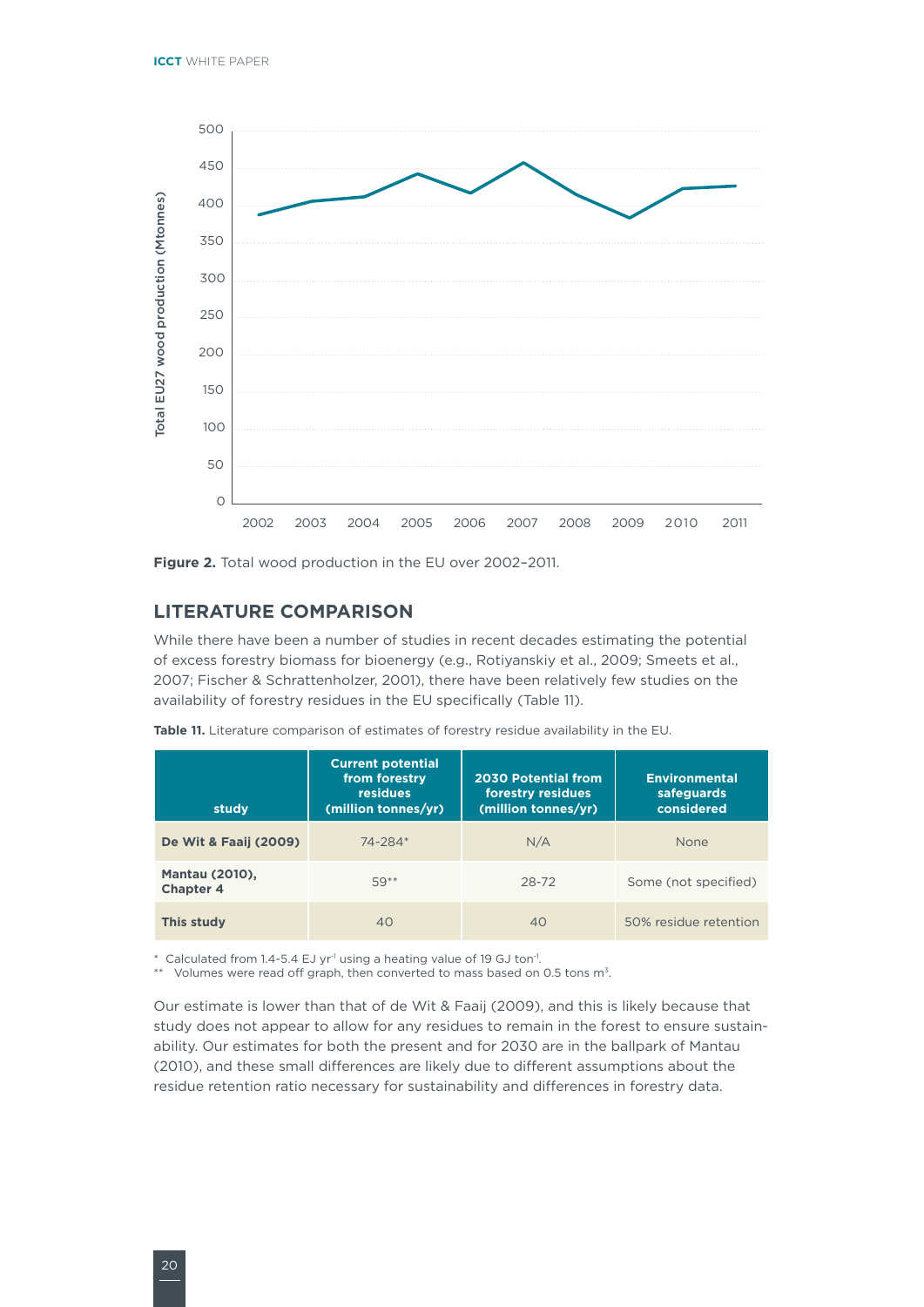Figure 2. Total wood production in the EU over 2002–2011.

## LITERATURE COMPARISON

While there have been a number of studies in recent decades estimating the potential of excess forestry biomass for bioenergy (e.g., Rotiyanskiy et al., 2009; Smeets et al., 2007; Fischer & Schrattenholzer, 2001), there have been relatively few studies on the availability of forestry residues in the EU specifically (Table 11).

**Table 11.** Literature comparison of estimates of forestry residue availability in the EU.

| study | Current potential from forestry residues (million tonnes/yr) | 2030 Potential from forestry residues (million tonnes/yr) | Environmental safeguards considered |
|---|---|---|---|
| **De Wit & Faaij (2009)** | 74-284* | N/A | None |
| **Mantau (2010), Chapter 4** | 59** | 28-72 | Some (not specified) |
| **This study** | 40 | 40 | 50% residue retention |

\* Calculated from 1.4-5.4 EJ $yr^{-1}$ using a heating value of 19 GJ $ton^{-1}$.
\*\* Volumes were read off graph, then converted to mass based on 0.5 tons $m^3$.

Our estimate is lower than that of de Wit & Faaij (2009), and this is likely because that study does not appear to allow for any residues to remain in the forest to ensure sustainability. Our estimates for both the present and for 2030 are in the ballpark of Mantau (2010), and these small differences are likely due to different assumptions about the residue retention ratio necessary for sustainability and differences in forestry data.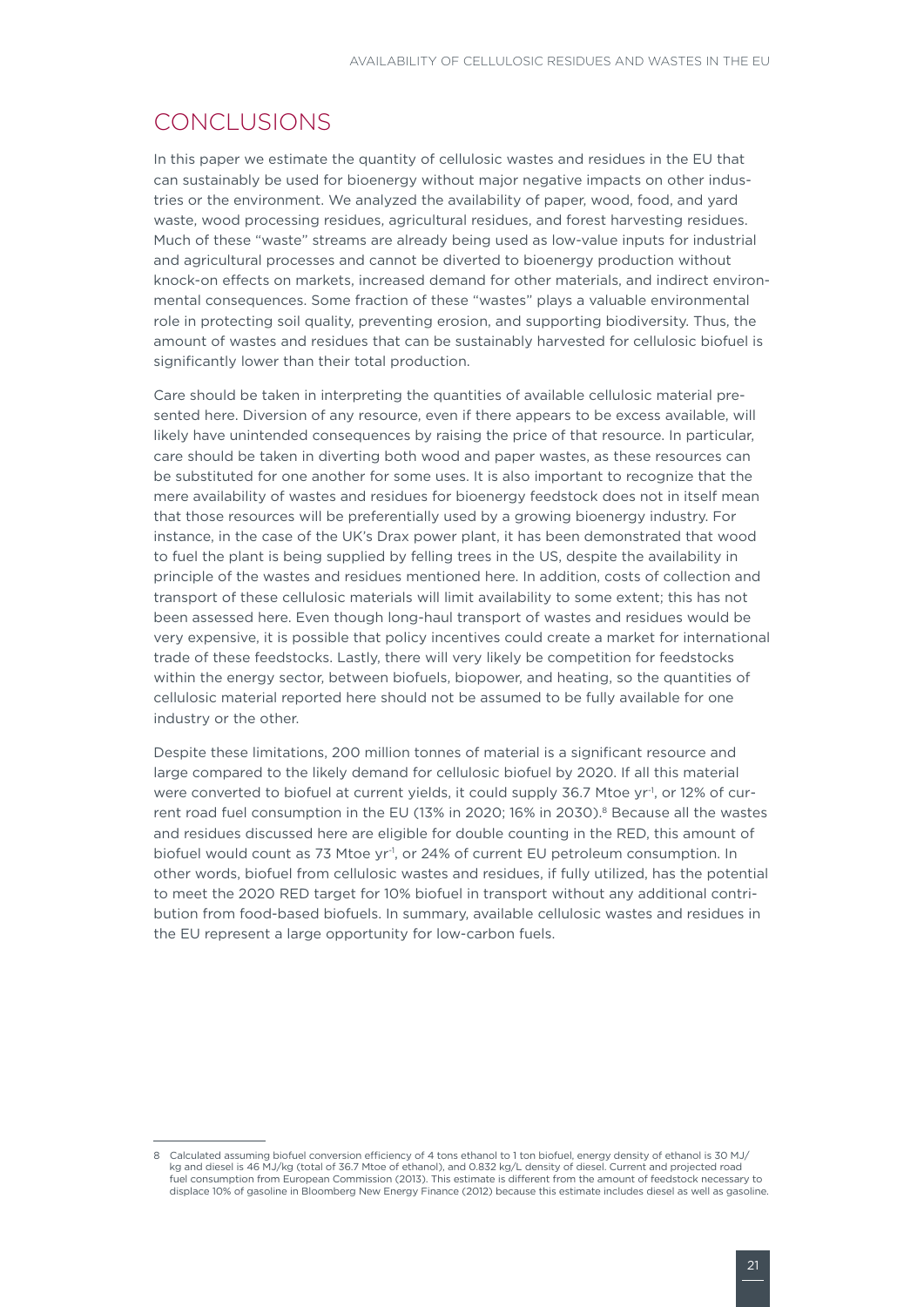## CONCLUSIONS

In this paper we estimate the quantity of cellulosic wastes and residues in the EU that can sustainably be used for bioenergy without major negative impacts on other industries or the environment. We analyzed the availability of paper, wood, food, and yard waste, wood processing residues, agricultural residues, and forest harvesting residues. Much of these "waste" streams are already being used as low-value inputs for industrial and agricultural processes and cannot be diverted to bioenergy production without knock-on effects on markets, increased demand for other materials, and indirect environmental consequences. Some fraction of these "wastes" plays a valuable environmental role in protecting soil quality, preventing erosion, and supporting biodiversity. Thus, the amount of wastes and residues that can be sustainably harvested for cellulosic biofuel is significantly lower than their total production.

Care should be taken in interpreting the quantities of available cellulosic material presented here. Diversion of any resource, even if there appears to be excess available, will likely have unintended consequences by raising the price of that resource. In particular, care should be taken in diverting both wood and paper wastes, as these resources can be substituted for one another for some uses. It is also important to recognize that the mere availability of wastes and residues for bioenergy feedstock does not in itself mean that those resources will be preferentially used by a growing bioenergy industry. For instance, in the case of the UK's Drax power plant, it has been demonstrated that wood to fuel the plant is being supplied by felling trees in the US, despite the availability in principle of the wastes and residues mentioned here. In addition, costs of collection and transport of these cellulosic materials will limit availability to some extent; this has not been assessed here. Even though long-haul transport of wastes and residues would be very expensive, it is possible that policy incentives could create a market for international trade of these feedstocks. Lastly, there will very likely be competition for feedstocks within the energy sector, between biofuels, biopower, and heating, so the quantities of cellulosic material reported here should not be assumed to be fully available for one industry or the other.

Despite these limitations, 200 million tonnes of material is a significant resource and large compared to the likely demand for cellulosic biofuel by 2020. If all this material were converted to biofuel at current yields, it could supply 36.7 Mtoe yr$^{-1}$, or 12% of current road fuel consumption in the EU (13% in 2020; 16% in 2030).[8] Because all the wastes and residues discussed here are eligible for double counting in the RED, this amount of biofuel would count as 73 Mtoe yr$^{-1}$, or 24% of current EU petroleum consumption. In other words, biofuel from cellulosic wastes and residues, if fully utilized, has the potential to meet the 2020 RED target for 10% biofuel in transport without any additional contribution from food-based biofuels. In summary, available cellulosic wastes and residues in the EU represent a large opportunity for low-carbon fuels.

---

8 Calculated assuming biofuel conversion efficiency of 4 tons ethanol to 1 ton biofuel, energy density of ethanol is 30 MJ/kg and diesel is 46 MJ/kg (total of 36.7 Mtoe of ethanol), and 0.832 kg/L density of diesel. Current and projected road fuel consumption from European Commission (2013). This estimate is different from the amount of feedstock necessary to displace 10% of gasoline in Bloomberg New Energy Finance (2012) because this estimate includes diesel as well as gasoline.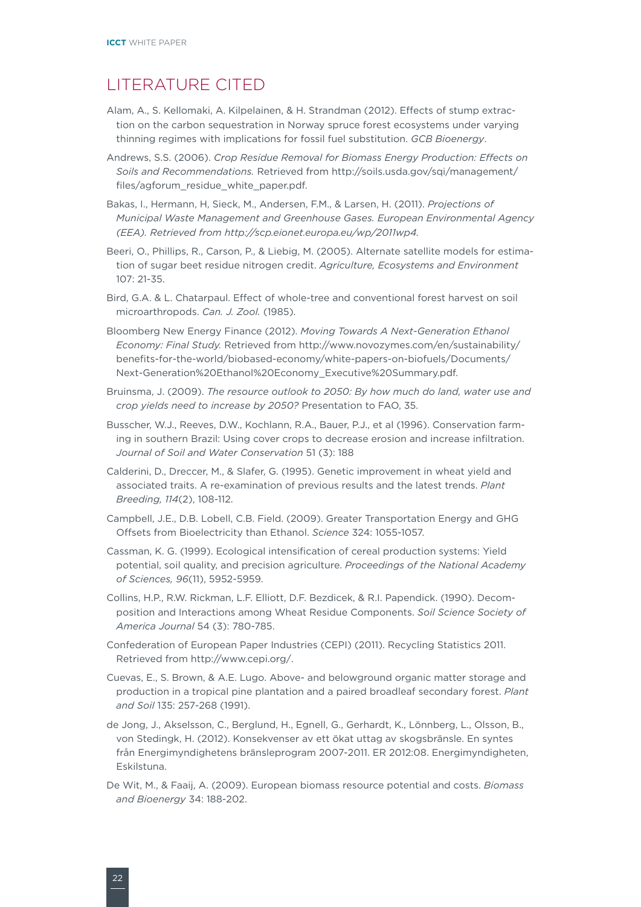# LITERATURE CITED

Alam, A., S. Kellomaki, A. Kilpelainen, & H. Strandman (2012). Effects of stump extraction on the carbon sequestration in Norway spruce forest ecosystems under varying thinning regimes with implications for fossil fuel substitution. *GCB Bioenergy*.

Andrews, S.S. (2006). *Crop Residue Removal for Biomass Energy Production: Effects on Soils and Recommendations.* Retrieved from http://soils.usda.gov/sqi/management/files/agforum_residue_white_paper.pdf.

Bakas, I., Hermann, H, Sieck, M., Andersen, F.M., & Larsen, H. (2011). *Projections of Municipal Waste Management and Greenhouse Gases. European Environmental Agency (EEA). Retrieved from http://scp.eionet.europa.eu/wp/2011wp4.*

Beeri, O., Phillips, R., Carson, P., & Liebig, M. (2005). Alternate satellite models for estimation of sugar beet residue nitrogen credit. *Agriculture, Ecosystems and Environment* 107: 21-35.

Bird, G.A. & L. Chatarpaul. Effect of whole-tree and conventional forest harvest on soil microarthropods. *Can. J. Zool.* (1985).

Bloomberg New Energy Finance (2012). *Moving Towards A Next-Generation Ethanol Economy: Final Study.* Retrieved from http://www.novozymes.com/en/sustainability/benefits-for-the-world/biobased-economy/white-papers-on-biofuels/Documents/Next-Generation%20Ethanol%20Economy_Executive%20Summary.pdf.

Bruinsma, J. (2009). *The resource outlook to 2050: By how much do land, water use and crop yields need to increase by 2050?* Presentation to FAO, 35.

Busscher, W.J., Reeves, D.W., Kochlann, R.A., Bauer, P.J., et al (1996). Conservation farming in southern Brazil: Using cover crops to decrease erosion and increase infiltration. *Journal of Soil and Water Conservation* 51 (3): 188

Calderini, D., Dreccer, M., & Slafer, G. (1995). Genetic improvement in wheat yield and associated traits. A re-examination of previous results and the latest trends. *Plant Breeding, 114*(2), 108-112.

Campbell, J.E., D.B. Lobell, C.B. Field. (2009). Greater Transportation Energy and GHG Offsets from Bioelectricity than Ethanol. *Science* 324: 1055-1057.

Cassman, K. G. (1999). Ecological intensification of cereal production systems: Yield potential, soil quality, and precision agriculture. *Proceedings of the National Academy of Sciences, 96*(11), 5952-5959.

Collins, H.P., R.W. Rickman, L.F. Elliott, D.F. Bezdicek, & R.I. Papendick. (1990). Decomposition and Interactions among Wheat Residue Components. *Soil Science Society of America Journal* 54 (3): 780-785.

Confederation of European Paper Industries (CEPI) (2011). Recycling Statistics 2011. Retrieved from http://www.cepi.org/.

Cuevas, E., S. Brown, & A.E. Lugo. Above- and belowground organic matter storage and production in a tropical pine plantation and a paired broadleaf secondary forest. *Plant and Soil* 135: 257-268 (1991).

de Jong, J., Akselsson, C., Berglund, H., Egnell, G., Gerhardt, K., Lönnberg, L., Olsson, B., von Stedingk, H. (2012). Konsekvenser av ett ökat uttag av skogsbränsle. En syntes från Energimyndighetens bränsleprogram 2007-2011. ER 2012:08. Energimyndigheten, Eskilstuna.

De Wit, M., & Faaij, A. (2009). European biomass resource potential and costs. *Biomass and Bioenergy* 34: 188-202.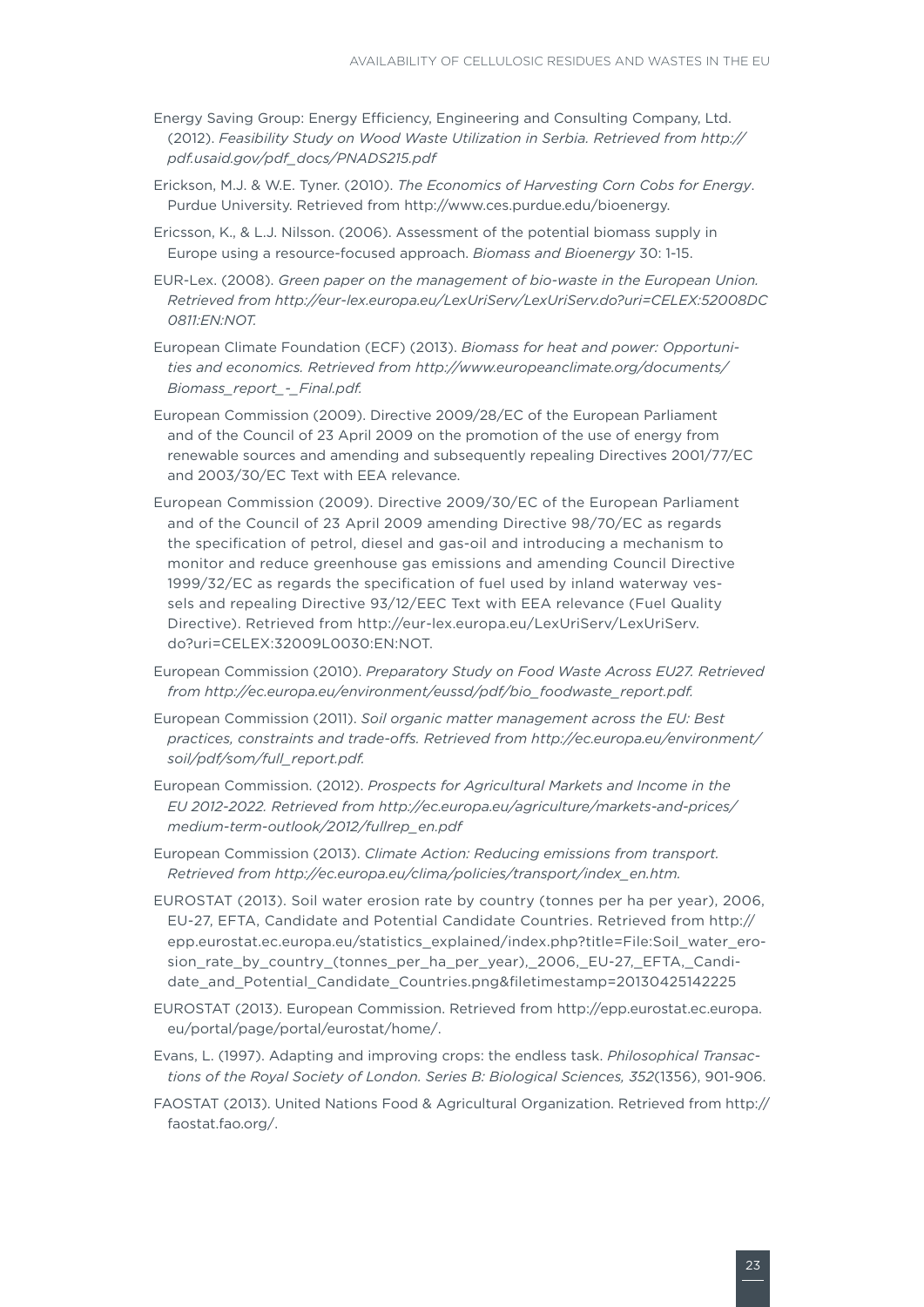Energy Saving Group: Energy Efficiency, Engineering and Consulting Company, Ltd. (2012). *Feasibility Study on Wood Waste Utilization in Serbia. Retrieved from http://pdf.usaid.gov/pdf_docs/PNADS215.pdf*

Erickson, M.J. & W.E. Tyner. (2010). *The Economics of Harvesting Corn Cobs for Energy*. Purdue University. Retrieved from http://www.ces.purdue.edu/bioenergy.

Ericsson, K., & L.J. Nilsson. (2006). Assessment of the potential biomass supply in Europe using a resource-focused approach. *Biomass and Bioenergy* 30: 1-15.

EUR-Lex. (2008). *Green paper on the management of bio-waste in the European Union. Retrieved from http://eur-lex.europa.eu/LexUriServ/LexUriServ.do?uri=CELEX:52008DC0811:EN:NOT.*

European Climate Foundation (ECF) (2013). *Biomass for heat and power: Opportunities and economics. Retrieved from http://www.europeanclimate.org/documents/Biomass_report_-_Final.pdf.*

European Commission (2009). Directive 2009/28/EC of the European Parliament and of the Council of 23 April 2009 on the promotion of the use of energy from renewable sources and amending and subsequently repealing Directives 2001/77/EC and 2003/30/EC Text with EEA relevance.

European Commission (2009). Directive 2009/30/EC of the European Parliament and of the Council of 23 April 2009 amending Directive 98/70/EC as regards the specification of petrol, diesel and gas-oil and introducing a mechanism to monitor and reduce greenhouse gas emissions and amending Council Directive 1999/32/EC as regards the specification of fuel used by inland waterway vessels and repealing Directive 93/12/EEC Text with EEA relevance (Fuel Quality Directive). Retrieved from http://eur-lex.europa.eu/LexUriServ/LexUriServ.do?uri=CELEX:32009L0030:EN:NOT.

European Commission (2010). *Preparatory Study on Food Waste Across EU27. Retrieved from http://ec.europa.eu/environment/eussd/pdf/bio_foodwaste_report.pdf.*

European Commission (2011). *Soil organic matter management across the EU: Best practices, constraints and trade-offs. Retrieved from http://ec.europa.eu/environment/soil/pdf/som/full_report.pdf.*

European Commission. (2012). *Prospects for Agricultural Markets and Income in the EU 2012-2022. Retrieved from http://ec.europa.eu/agriculture/markets-and-prices/medium-term-outlook/2012/fullrep_en.pdf*

European Commission (2013). *Climate Action: Reducing emissions from transport. Retrieved from http://ec.europa.eu/clima/policies/transport/index_en.htm.*

EUROSTAT (2013). Soil water erosion rate by country (tonnes per ha per year), 2006, EU-27, EFTA, Candidate and Potential Candidate Countries. Retrieved from http://epp.eurostat.ec.europa.eu/statistics_explained/index.php?title=File:Soil_water_erosion_rate_by_country_(tonnes_per_ha_per_year),_2006,_EU-27,_EFTA,_Candidate_and_Potential_Candidate_Countries.png&filetimestamp=20130425142225

EUROSTAT (2013). European Commission. Retrieved from http://epp.eurostat.ec.europa.eu/portal/page/portal/eurostat/home/.

Evans, L. (1997). Adapting and improving crops: the endless task. *Philosophical Transactions of the Royal Society of London. Series B: Biological Sciences, 352*(1356), 901-906.

FAOSTAT (2013). United Nations Food & Agricultural Organization. Retrieved from http://faostat.fao.org/.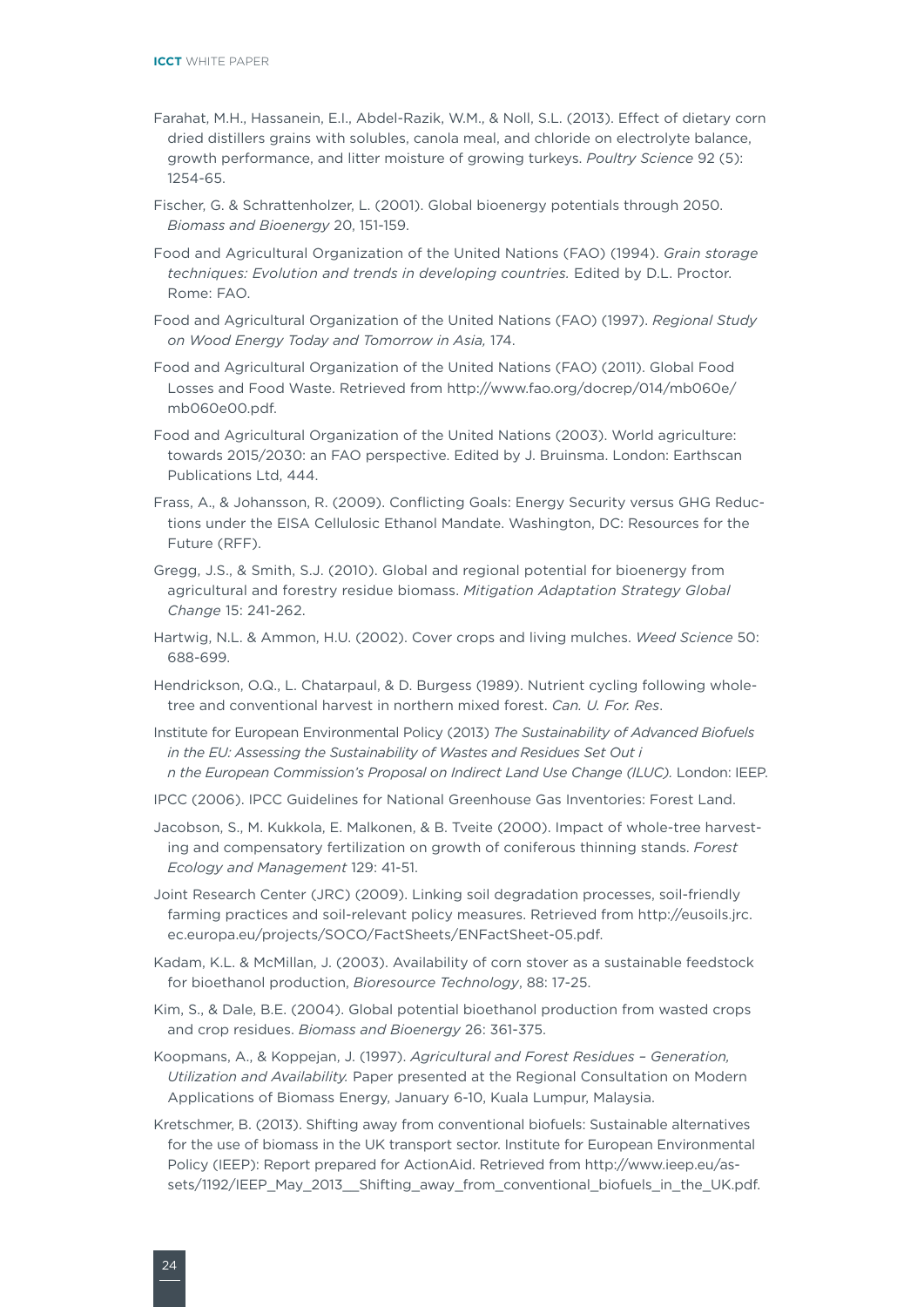Farahat, M.H., Hassanein, E.I., Abdel-Razik, W.M., & Noll, S.L. (2013). Effect of dietary corn dried distillers grains with solubles, canola meal, and chloride on electrolyte balance, growth performance, and litter moisture of growing turkeys. *Poultry Science* 92 (5): 1254-65.

Fischer, G. & Schrattenholzer, L. (2001). Global bioenergy potentials through 2050. *Biomass and Bioenergy* 20, 151-159.

Food and Agricultural Organization of the United Nations (FAO) (1994). *Grain storage techniques: Evolution and trends in developing countries.* Edited by D.L. Proctor. Rome: FAO.

Food and Agricultural Organization of the United Nations (FAO) (1997). *Regional Study on Wood Energy Today and Tomorrow in Asia,* 174.

Food and Agricultural Organization of the United Nations (FAO) (2011). Global Food Losses and Food Waste. Retrieved from http://www.fao.org/docrep/014/mb060e/mb060e00.pdf.

Food and Agricultural Organization of the United Nations (2003). World agriculture: towards 2015/2030: an FAO perspective. Edited by J. Bruinsma. London: Earthscan Publications Ltd, 444.

Frass, A., & Johansson, R. (2009). Conflicting Goals: Energy Security versus GHG Reductions under the EISA Cellulosic Ethanol Mandate. Washington, DC: Resources for the Future (RFF).

Gregg, J.S., & Smith, S.J. (2010). Global and regional potential for bioenergy from agricultural and forestry residue biomass. *Mitigation Adaptation Strategy Global Change* 15: 241-262.

Hartwig, N.L. & Ammon, H.U. (2002). Cover crops and living mulches. *Weed Science* 50: 688-699.

Hendrickson, O.Q., L. Chatarpaul, & D. Burgess (1989). Nutrient cycling following whole-tree and conventional harvest in northern mixed forest. *Can. U. For. Res*.

Institute for European Environmental Policy (2013) *The Sustainability of Advanced Biofuels in the EU: Assessing the Sustainability of Wastes and Residues Set Out i n the European Commission's Proposal on Indirect Land Use Change (ILUC).* London: IEEP.

IPCC (2006). IPCC Guidelines for National Greenhouse Gas Inventories: Forest Land.

Jacobson, S., M. Kukkola, E. Malkonen, & B. Tveite (2000). Impact of whole-tree harvesting and compensatory fertilization on growth of coniferous thinning stands. *Forest Ecology and Management* 129: 41-51.

Joint Research Center (JRC) (2009). Linking soil degradation processes, soil-friendly farming practices and soil-relevant policy measures. Retrieved from http://eusoils.jrc.ec.europa.eu/projects/SOCO/FactSheets/ENFactSheet-05.pdf.

Kadam, K.L. & McMillan, J. (2003). Availability of corn stover as a sustainable feedstock for bioethanol production, *Bioresource Technology*, 88: 17-25.

Kim, S., & Dale, B.E. (2004). Global potential bioethanol production from wasted crops and crop residues. *Biomass and Bioenergy* 26: 361-375.

Koopmans, A., & Koppejan, J. (1997). *Agricultural and Forest Residues – Generation, Utilization and Availability.* Paper presented at the Regional Consultation on Modern Applications of Biomass Energy, January 6-10, Kuala Lumpur, Malaysia.

Kretschmer, B. (2013). Shifting away from conventional biofuels: Sustainable alternatives for the use of biomass in the UK transport sector. Institute for European Environmental Policy (IEEP): Report prepared for ActionAid. Retrieved from http://www.ieep.eu/assets/1192/IEEP_May_2013__Shifting_away_from_conventional_biofuels_in_the_UK.pdf.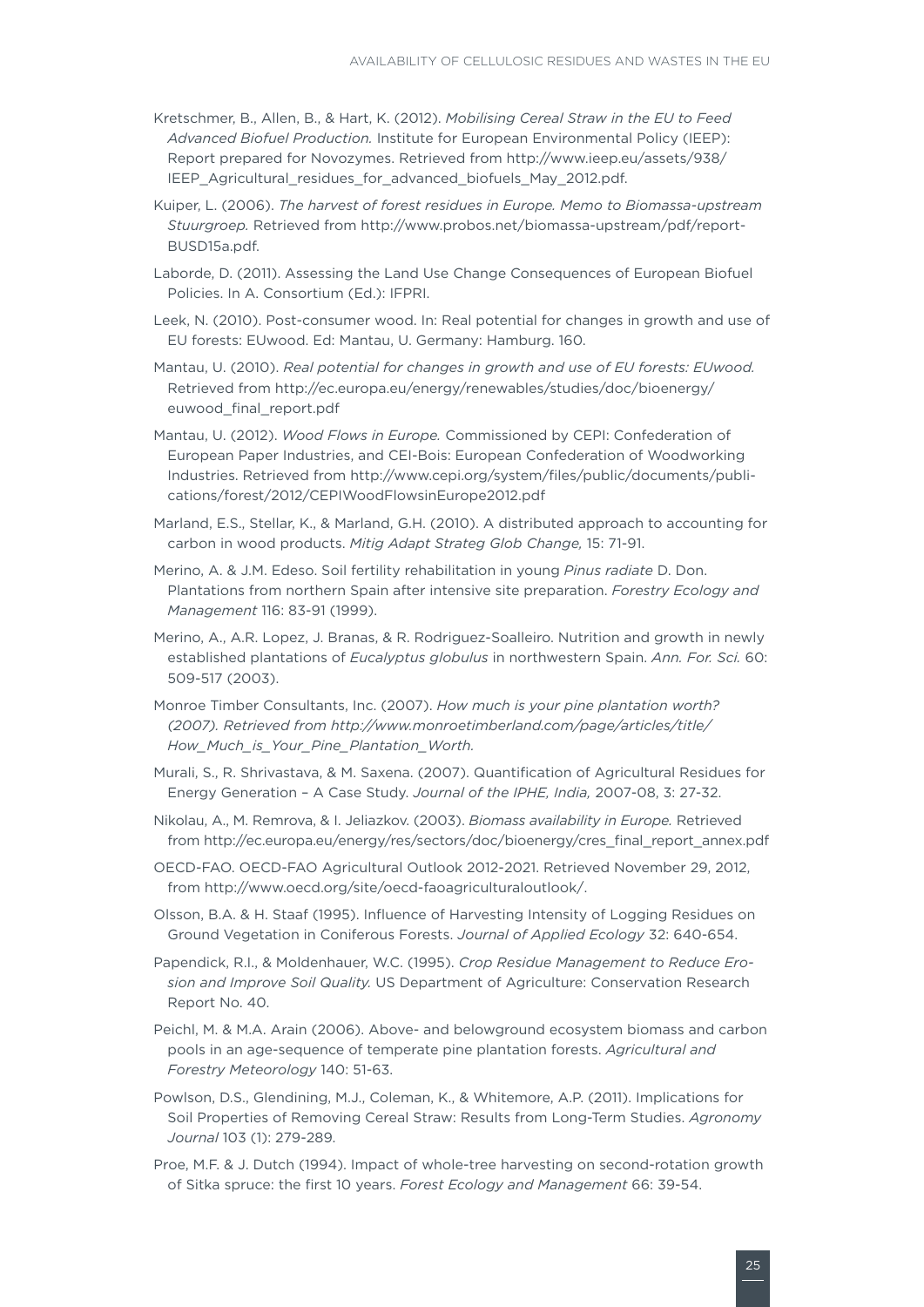Kretschmer, B., Allen, B., & Hart, K. (2012). *Mobilising Cereal Straw in the EU to Feed Advanced Biofuel Production.* Institute for European Environmental Policy (IEEP): Report prepared for Novozymes. Retrieved from http://www.ieep.eu/assets/938/IEEP_Agricultural_residues_for_advanced_biofuels_May_2012.pdf.

Kuiper, L. (2006). *The harvest of forest residues in Europe. Memo to Biomassa-upstream Stuurgroep.* Retrieved from http://www.probos.net/biomassa-upstream/pdf/report-BUSD15a.pdf.

Laborde, D. (2011). Assessing the Land Use Change Consequences of European Biofuel Policies. In A. Consortium (Ed.): IFPRI.

Leek, N. (2010). Post-consumer wood. In: Real potential for changes in growth and use of EU forests: EUwood. Ed: Mantau, U. Germany: Hamburg. 160.

Mantau, U. (2010). *Real potential for changes in growth and use of EU forests: EUwood.* Retrieved from http://ec.europa.eu/energy/renewables/studies/doc/bioenergy/euwood_final_report.pdf

Mantau, U. (2012). *Wood Flows in Europe.* Commissioned by CEPI: Confederation of European Paper Industries, and CEI-Bois: European Confederation of Woodworking Industries. Retrieved from http://www.cepi.org/system/files/public/documents/publications/forest/2012/CEPIWoodFlowsinEurope2012.pdf

Marland, E.S., Stellar, K., & Marland, G.H. (2010). A distributed approach to accounting for carbon in wood products. *Mitig Adapt Strateg Glob Change,* 15: 71-91.

Merino, A. & J.M. Edeso. Soil fertility rehabilitation in young *Pinus radiate* D. Don. Plantations from northern Spain after intensive site preparation. *Forestry Ecology and Management* 116: 83-91 (1999).

Merino, A., A.R. Lopez, J. Branas, & R. Rodriguez-Soalleiro. Nutrition and growth in newly established plantations of *Eucalyptus globulus* in northwestern Spain. *Ann. For. Sci.* 60: 509-517 (2003).

Monroe Timber Consultants, Inc. (2007). *How much is your pine plantation worth? (2007). Retrieved from http://www.monroetimberland.com/page/articles/title/How_Much_is_Your_Pine_Plantation_Worth.*

Murali, S., R. Shrivastava, & M. Saxena. (2007). Quantification of Agricultural Residues for Energy Generation – A Case Study. *Journal of the IPHE, India,* 2007-08, 3: 27-32.

Nikolau, A., M. Remrova, & I. Jeliazkov. (2003). *Biomass availability in Europe.* Retrieved from http://ec.europa.eu/energy/res/sectors/doc/bioenergy/cres_final_report_annex.pdf

OECD-FAO. OECD-FAO Agricultural Outlook 2012-2021. Retrieved November 29, 2012, from http://www.oecd.org/site/oecd-faoagriculturaloutlook/.

Olsson, B.A. & H. Staaf (1995). Influence of Harvesting Intensity of Logging Residues on Ground Vegetation in Coniferous Forests. *Journal of Applied Ecology* 32: 640-654.

Papendick, R.I., & Moldenhauer, W.C. (1995). *Crop Residue Management to Reduce Erosion and Improve Soil Quality.* US Department of Agriculture: Conservation Research Report No. 40.

Peichl, M. & M.A. Arain (2006). Above- and belowground ecosystem biomass and carbon pools in an age-sequence of temperate pine plantation forests. *Agricultural and Forestry Meteorology* 140: 51-63.

Powlson, D.S., Glendining, M.J., Coleman, K., & Whitemore, A.P. (2011). Implications for Soil Properties of Removing Cereal Straw: Results from Long-Term Studies. *Agronomy Journal* 103 (1): 279-289.

Proe, M.F. & J. Dutch (1994). Impact of whole-tree harvesting on second-rotation growth of Sitka spruce: the first 10 years. *Forest Ecology and Management* 66: 39-54.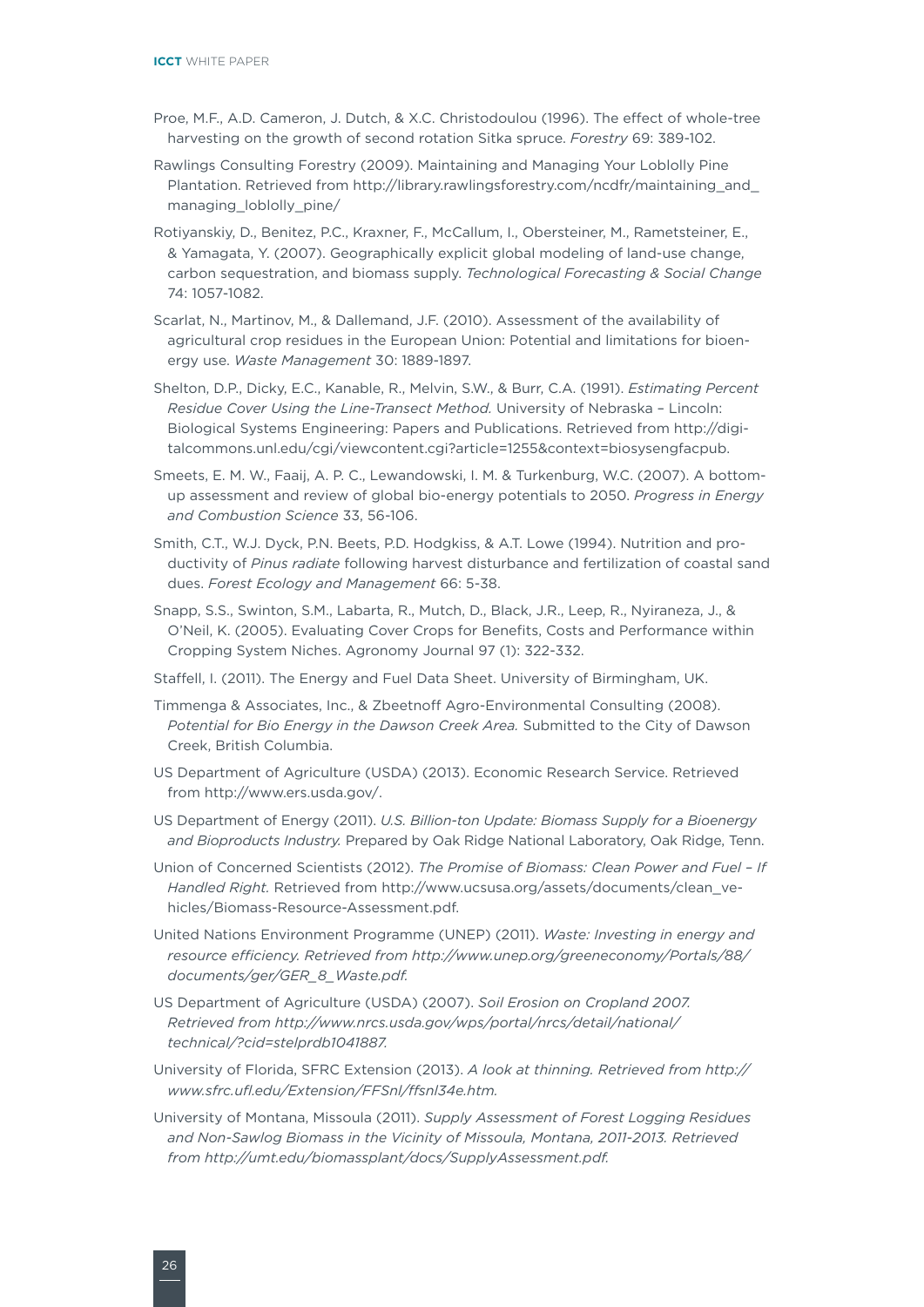Proe, M.F., A.D. Cameron, J. Dutch, & X.C. Christodoulou (1996). The effect of whole-tree harvesting on the growth of second rotation Sitka spruce. *Forestry* 69: 389-102.

Rawlings Consulting Forestry (2009). Maintaining and Managing Your Loblolly Pine Plantation. Retrieved from http://library.rawlingsforestry.com/ncdfr/maintaining_and_managing_loblolly_pine/

Rotiyanskiy, D., Benitez, P.C., Kraxner, F., McCallum, I., Obersteiner, M., Rametsteiner, E., & Yamagata, Y. (2007). Geographically explicit global modeling of land-use change, carbon sequestration, and biomass supply. *Technological Forecasting & Social Change* 74: 1057-1082.

Scarlat, N., Martinov, M., & Dallemand, J.F. (2010). Assessment of the availability of agricultural crop residues in the European Union: Potential and limitations for bioenergy use. *Waste Management* 30: 1889-1897.

Shelton, D.P., Dicky, E.C., Kanable, R., Melvin, S.W., & Burr, C.A. (1991). *Estimating Percent Residue Cover Using the Line-Transect Method.* University of Nebraska – Lincoln: Biological Systems Engineering: Papers and Publications. Retrieved from http://digitalcommons.unl.edu/cgi/viewcontent.cgi?article=1255&context=biosysengfacpub.

Smeets, E. M. W., Faaij, A. P. C., Lewandowski, I. M. & Turkenburg, W.C. (2007). A bottom-up assessment and review of global bio-energy potentials to 2050. *Progress in Energy and Combustion Science* 33, 56-106.

Smith, C.T., W.J. Dyck, P.N. Beets, P.D. Hodgkiss, & A.T. Lowe (1994). Nutrition and productivity of *Pinus radiate* following harvest disturbance and fertilization of coastal sand dues. *Forest Ecology and Management* 66: 5-38.

Snapp, S.S., Swinton, S.M., Labarta, R., Mutch, D., Black, J.R., Leep, R., Nyiraneza, J., & O'Neil, K. (2005). Evaluating Cover Crops for Benefits, Costs and Performance within Cropping System Niches. Agronomy Journal 97 (1): 322-332.

Staffell, I. (2011). The Energy and Fuel Data Sheet. University of Birmingham, UK.

Timmenga & Associates, Inc., & Zbeetnoff Agro-Environmental Consulting (2008). *Potential for Bio Energy in the Dawson Creek Area.* Submitted to the City of Dawson Creek, British Columbia.

US Department of Agriculture (USDA) (2013). Economic Research Service. Retrieved from http://www.ers.usda.gov/.

US Department of Energy (2011). *U.S. Billion-ton Update: Biomass Supply for a Bioenergy and Bioproducts Industry.* Prepared by Oak Ridge National Laboratory, Oak Ridge, Tenn.

Union of Concerned Scientists (2012). *The Promise of Biomass: Clean Power and Fuel – If Handled Right.* Retrieved from http://www.ucsusa.org/assets/documents/clean_vehicles/Biomass-Resource-Assessment.pdf.

United Nations Environment Programme (UNEP) (2011). *Waste: Investing in energy and resource efficiency. Retrieved from http://www.unep.org/greeneconomy/Portals/88/documents/ger/GER_8_Waste.pdf.*

US Department of Agriculture (USDA) (2007). *Soil Erosion on Cropland 2007. Retrieved from http://www.nrcs.usda.gov/wps/portal/nrcs/detail/national/technical/?cid=stelprdb1041887.*

University of Florida, SFRC Extension (2013). *A look at thinning. Retrieved from http://www.sfrc.ufl.edu/Extension/FFSnl/ffsnl34e.htm.*

University of Montana, Missoula (2011). *Supply Assessment of Forest Logging Residues and Non-Sawlog Biomass in the Vicinity of Missoula, Montana, 2011-2013. Retrieved from http://umt.edu/biomassplant/docs/SupplyAssessment.pdf.*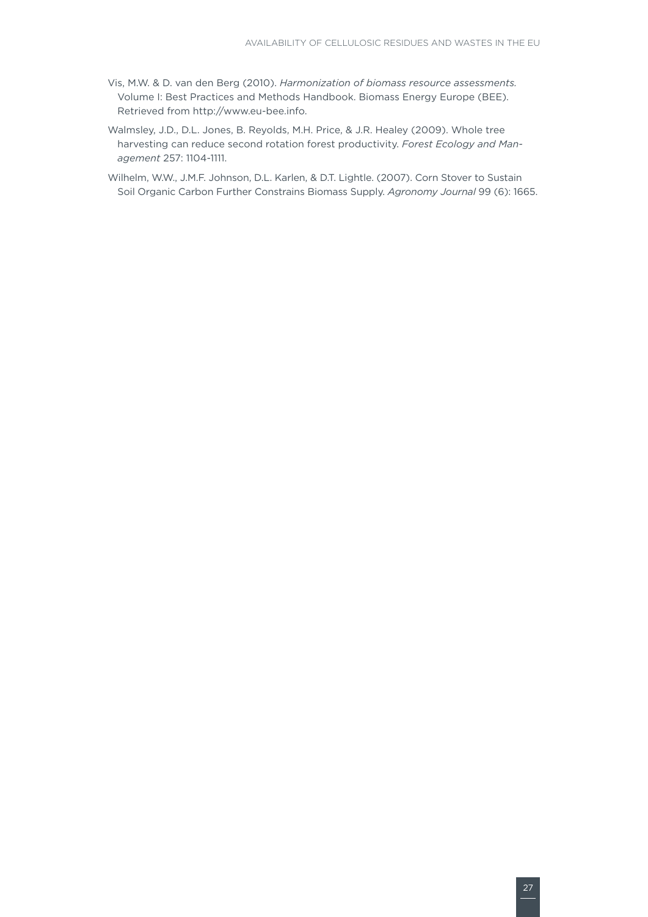Vis, M.W. & D. van den Berg (2010). *Harmonization of biomass resource assessments.* Volume I: Best Practices and Methods Handbook. Biomass Energy Europe (BEE). Retrieved from http://www.eu-bee.info.

Walmsley, J.D., D.L. Jones, B. Reyolds, M.H. Price, & J.R. Healey (2009). Whole tree harvesting can reduce second rotation forest productivity. *Forest Ecology and Management* 257: 1104-1111.

Wilhelm, W.W., J.M.F. Johnson, D.L. Karlen, & D.T. Lightle. (2007). Corn Stover to Sustain Soil Organic Carbon Further Constrains Biomass Supply. *Agronomy Journal* 99 (6): 1665.